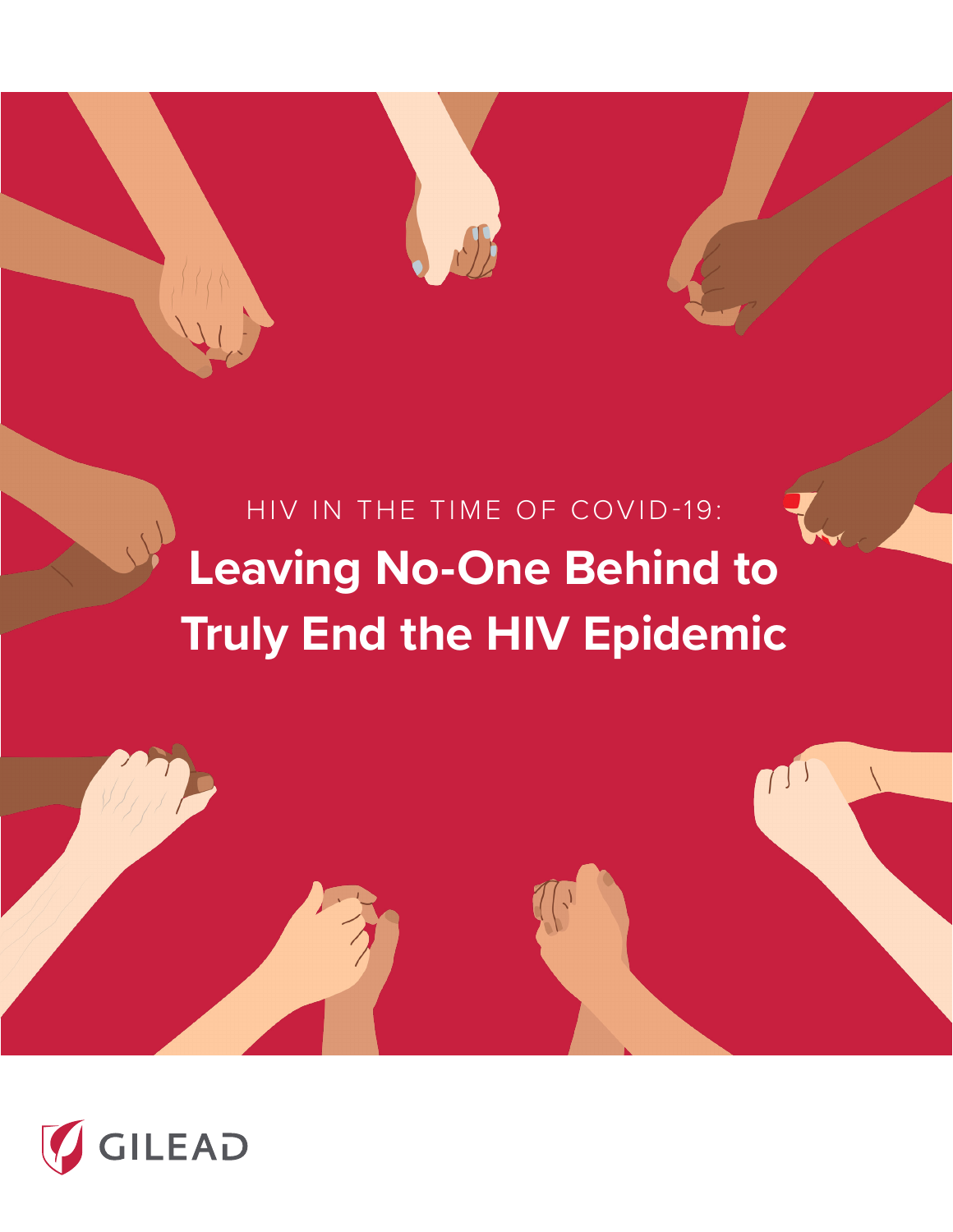HIV IN THE TIME OF COVID-19:

# Leaving No-One Behind to Truly End the HIV Epidemic

GILEAD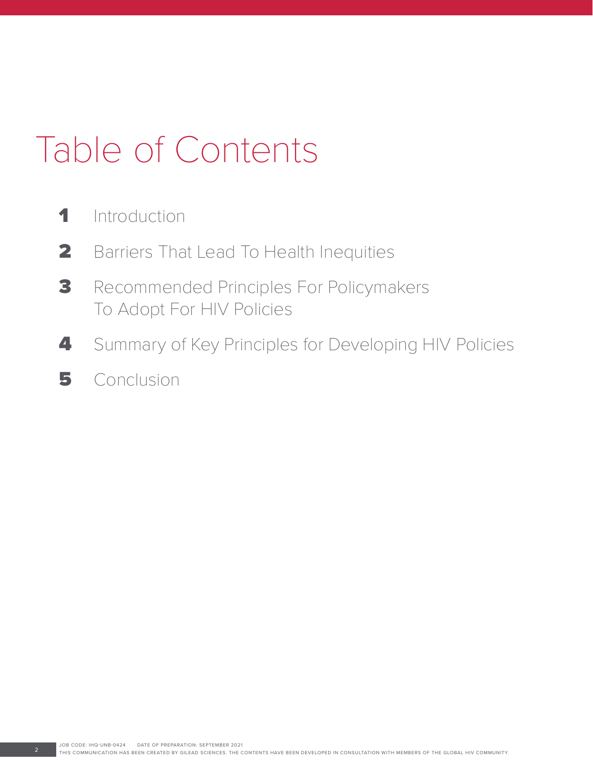# Table of Contents

1. Introduction
2. Barriers That Lead To Health Inequities
3. Recommended Principles For Policymakers To Adopt For HIV Policies
4. Summary of Key Principles for Developing HIV Policies
5. Conclusion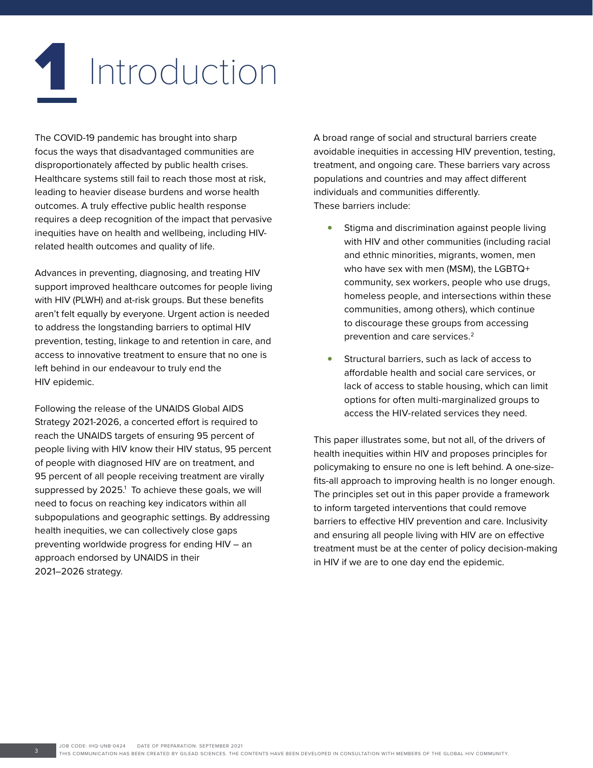# 1 Introduction

The COVID-19 pandemic has brought into sharp focus the ways that disadvantaged communities are disproportionately affected by public health crises. Healthcare systems still fail to reach those most at risk, leading to heavier disease burdens and worse health outcomes. A truly effective public health response requires a deep recognition of the impact that pervasive inequities have on health and wellbeing, including HIV-related health outcomes and quality of life.

Advances in preventing, diagnosing, and treating HIV support improved healthcare outcomes for people living with HIV (PLWH) and at-risk groups. But these benefits aren't felt equally by everyone. Urgent action is needed to address the longstanding barriers to optimal HIV prevention, testing, linkage to and retention in care, and access to innovative treatment to ensure that no one is left behind in our endeavour to truly end the HIV epidemic.

Following the release of the UNAIDS Global AIDS Strategy 2021-2026, a concerted effort is required to reach the UNAIDS targets of ensuring 95 percent of people living with HIV know their HIV status, 95 percent of people with diagnosed HIV are on treatment, and 95 percent of all people receiving treatment are virally suppressed by 2025.[1] To achieve these goals, we will need to focus on reaching key indicators within all subpopulations and geographic settings. By addressing health inequities, we can collectively close gaps preventing worldwide progress for ending HIV – an approach endorsed by UNAIDS in their 2021–2026 strategy.

A broad range of social and structural barriers create avoidable inequities in accessing HIV prevention, testing, treatment, and ongoing care. These barriers vary across populations and countries and may affect different individuals and communities differently. These barriers include:

- Stigma and discrimination against people living with HIV and other communities (including racial and ethnic minorities, migrants, women, men who have sex with men (MSM), the LGBTQ+ community, sex workers, people who use drugs, homeless people, and intersections within these communities, among others), which continue to discourage these groups from accessing prevention and care services.[2]
- Structural barriers, such as lack of access to affordable health and social care services, or lack of access to stable housing, which can limit options for often multi-marginalized groups to access the HIV-related services they need.

This paper illustrates some, but not all, of the drivers of health inequities within HIV and proposes principles for policymaking to ensure no one is left behind. A one-size-fits-all approach to improving health is no longer enough. The principles set out in this paper provide a framework to inform targeted interventions that could remove barriers to effective HIV prevention and care. Inclusivity and ensuring all people living with HIV are on effective treatment must be at the center of policy decision-making in HIV if we are to one day end the epidemic.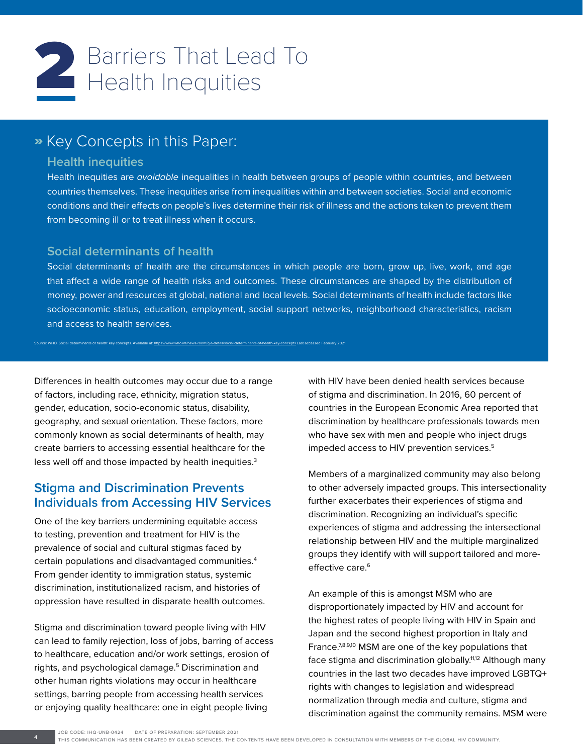# 2 Barriers That Lead To Health Inequities

## » Key Concepts in this Paper:

### Health inequities

Health inequities are *avoidable* inequalities in health between groups of people within countries, and between countries themselves. These inequities arise from inequalities within and between societies. Social and economic conditions and their effects on people's lives determine their risk of illness and the actions taken to prevent them from becoming ill or to treat illness when it occurs.

### Social determinants of health

Social determinants of health are the circumstances in which people are born, grow up, live, work, and age that affect a wide range of health risks and outcomes. These circumstances are shaped by the distribution of money, power and resources at global, national and local levels. Social determinants of health include factors like socioeconomic status, education, employment, social support networks, neighborhood characteristics, racism and access to health services.

Source: WHO. Social determinants of health: key concepts. Available at: https://www.who.int/news-room/q-a-detail/social-determinants-of-health-key-concepts Last accessed February 2021

Differences in health outcomes may occur due to a range of factors, including race, ethnicity, migration status, gender, education, socio-economic status, disability, geography, and sexual orientation. These factors, more commonly known as social determinants of health, may create barriers to accessing essential healthcare for the less well off and those impacted by health inequities.[3]

## Stigma and Discrimination Prevents Individuals from Accessing HIV Services

One of the key barriers undermining equitable access to testing, prevention and treatment for HIV is the prevalence of social and cultural stigmas faced by certain populations and disadvantaged communities.[4] From gender identity to immigration status, systemic discrimination, institutionalized racism, and histories of oppression have resulted in disparate health outcomes.

Stigma and discrimination toward people living with HIV can lead to family rejection, loss of jobs, barring of access to healthcare, education and/or work settings, erosion of rights, and psychological damage.[5] Discrimination and other human rights violations may occur in healthcare settings, barring people from accessing health services or enjoying quality healthcare: one in eight people living with HIV have been denied health services because of stigma and discrimination. In 2016, 60 percent of countries in the European Economic Area reported that discrimination by healthcare professionals towards men who have sex with men and people who inject drugs impeded access to HIV prevention services.[5]

Members of a marginalized community may also belong to other adversely impacted groups. This intersectionality further exacerbates their experiences of stigma and discrimination. Recognizing an individual's specific experiences of stigma and addressing the intersectional relationship between HIV and the multiple marginalized groups they identify with will support tailored and more-effective care.[6]

An example of this is amongst MSM who are disproportionately impacted by HIV and account for the highest rates of people living with HIV in Spain and Japan and the second highest proportion in Italy and France.[7,8,9,10] MSM are one of the key populations that face stigma and discrimination globally.[11,12] Although many countries in the last two decades have improved LGBTQ+ rights with changes to legislation and widespread normalization through media and culture, stigma and discrimination against the community remains. MSM were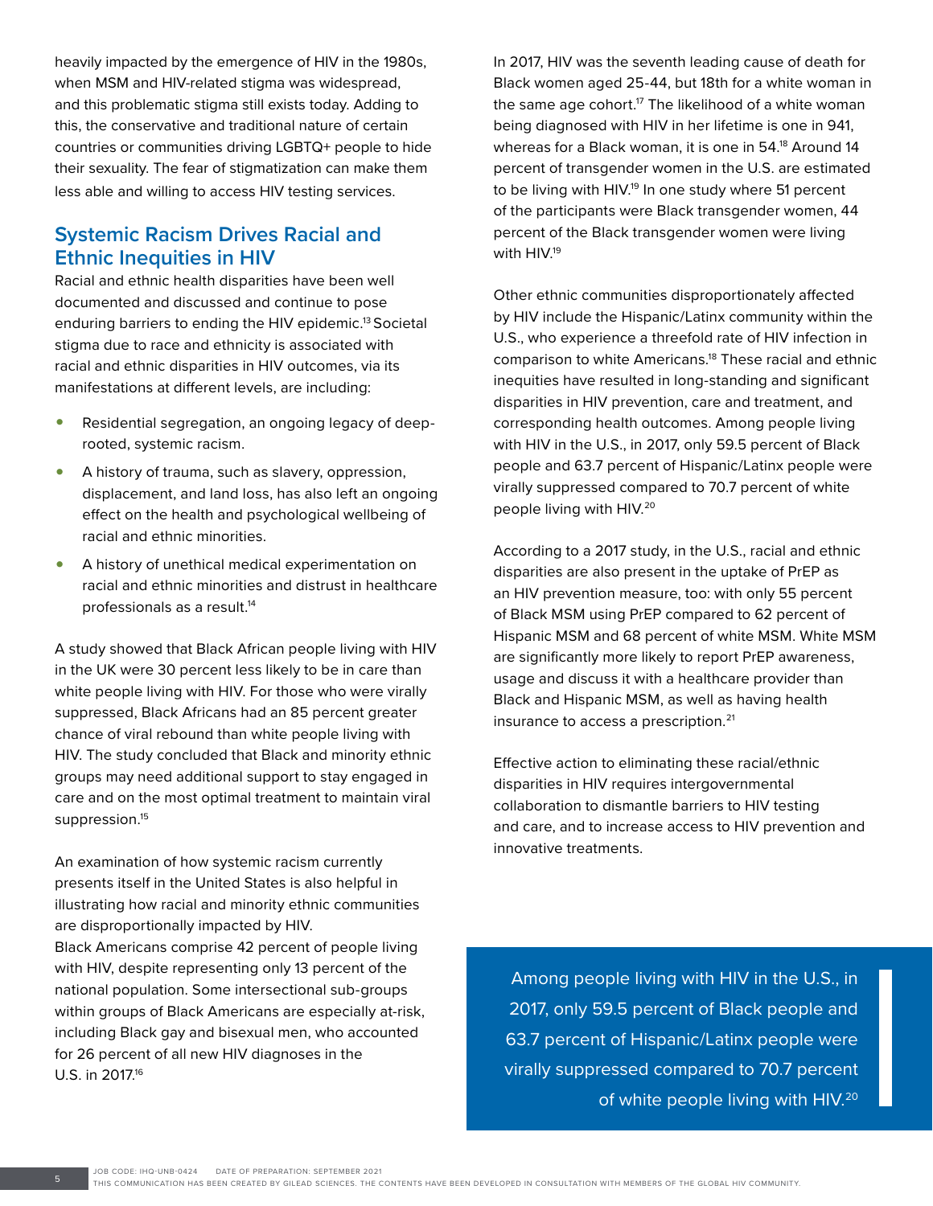heavily impacted by the emergence of HIV in the 1980s, when MSM and HIV-related stigma was widespread, and this problematic stigma still exists today. Adding to this, the conservative and traditional nature of certain countries or communities driving LGBTQ+ people to hide their sexuality. The fear of stigmatization can make them less able and willing to access HIV testing services.

## Systemic Racism Drives Racial and Ethnic Inequities in HIV

Racial and ethnic health disparities have been well documented and discussed and continue to pose enduring barriers to ending the HIV epidemic.[13] Societal stigma due to race and ethnicity is associated with racial and ethnic disparities in HIV outcomes, via its manifestations at different levels, are including:

- Residential segregation, an ongoing legacy of deep-rooted, systemic racism.
- A history of trauma, such as slavery, oppression, displacement, and land loss, has also left an ongoing effect on the health and psychological wellbeing of racial and ethnic minorities.
- A history of unethical medical experimentation on racial and ethnic minorities and distrust in healthcare professionals as a result.[14]

A study showed that Black African people living with HIV in the UK were 30 percent less likely to be in care than white people living with HIV. For those who were virally suppressed, Black Africans had an 85 percent greater chance of viral rebound than white people living with HIV. The study concluded that Black and minority ethnic groups may need additional support to stay engaged in care and on the most optimal treatment to maintain viral suppression.[15]

An examination of how systemic racism currently presents itself in the United States is also helpful in illustrating how racial and minority ethnic communities are disproportionally impacted by HIV.
Black Americans comprise 42 percent of people living with HIV, despite representing only 13 percent of the national population. Some intersectional sub-groups within groups of Black Americans are especially at-risk, including Black gay and bisexual men, who accounted for 26 percent of all new HIV diagnoses in the U.S. in 2017.[16]

In 2017, HIV was the seventh leading cause of death for Black women aged 25-44, but 18th for a white woman in the same age cohort.[17] The likelihood of a white woman being diagnosed with HIV in her lifetime is one in 941, whereas for a Black woman, it is one in 54.[18] Around 14 percent of transgender women in the U.S. are estimated to be living with HIV.[19] In one study where 51 percent of the participants were Black transgender women, 44 percent of the Black transgender women were living with HIV.[19]

Other ethnic communities disproportionately affected by HIV include the Hispanic/Latinx community within the U.S., who experience a threefold rate of HIV infection in comparison to white Americans.[18] These racial and ethnic inequities have resulted in long-standing and significant disparities in HIV prevention, care and treatment, and corresponding health outcomes. Among people living with HIV in the U.S., in 2017, only 59.5 percent of Black people and 63.7 percent of Hispanic/Latinx people were virally suppressed compared to 70.7 percent of white people living with HIV.[20]

According to a 2017 study, in the U.S., racial and ethnic disparities are also present in the uptake of PrEP as an HIV prevention measure, too: with only 55 percent of Black MSM using PrEP compared to 62 percent of Hispanic MSM and 68 percent of white MSM. White MSM are significantly more likely to report PrEP awareness, usage and discuss it with a healthcare provider than Black and Hispanic MSM, as well as having health insurance to access a prescription.[21]

Effective action to eliminating these racial/ethnic disparities in HIV requires intergovernmental collaboration to dismantle barriers to HIV testing and care, and to increase access to HIV prevention and innovative treatments.

> Among people living with HIV in the U.S., in 2017, only 59.5 percent of Black people and 63.7 percent of Hispanic/Latinx people were virally suppressed compared to 70.7 percent of white people living with HIV.[20]

JOB CODE: IHQ-UNB-0424 DATE OF PREPARATION: SEPTEMBER 2021
THIS COMMUNICATION HAS BEEN CREATED BY GILEAD SCIENCES. THE CONTENTS HAVE BEEN DEVELOPED IN CONSULTATION WITH MEMBERS OF THE GLOBAL HIV COMMUNITY.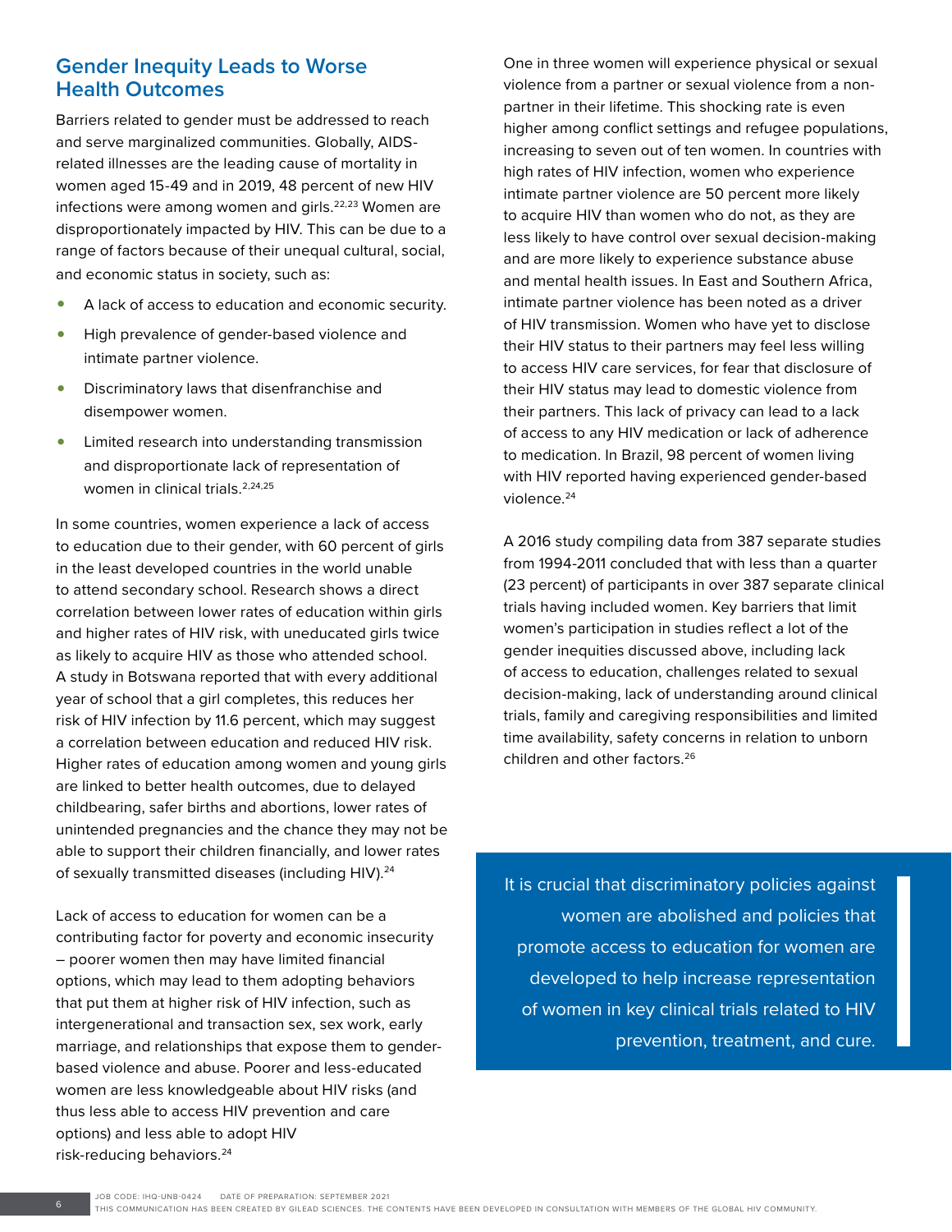## Gender Inequity Leads to Worse Health Outcomes

Barriers related to gender must be addressed to reach and serve marginalized communities. Globally, AIDS-related illnesses are the leading cause of mortality in women aged 15-49 and in 2019, 48 percent of new HIV infections were among women and girls.[22,23] Women are disproportionately impacted by HIV. This can be due to a range of factors because of their unequal cultural, social, and economic status in society, such as:

- A lack of access to education and economic security.
- High prevalence of gender-based violence and intimate partner violence.
- Discriminatory laws that disenfranchise and disempower women.
- Limited research into understanding transmission and disproportionate lack of representation of women in clinical trials.[2,24,25]

In some countries, women experience a lack of access to education due to their gender, with 60 percent of girls in the least developed countries in the world unable to attend secondary school. Research shows a direct correlation between lower rates of education within girls and higher rates of HIV risk, with uneducated girls twice as likely to acquire HIV as those who attended school. A study in Botswana reported that with every additional year of school that a girl completes, this reduces her risk of HIV infection by 11.6 percent, which may suggest a correlation between education and reduced HIV risk. Higher rates of education among women and young girls are linked to better health outcomes, due to delayed childbearing, safer births and abortions, lower rates of unintended pregnancies and the chance they may not be able to support their children financially, and lower rates of sexually transmitted diseases (including HIV).[24]

Lack of access to education for women can be a contributing factor for poverty and economic insecurity – poorer women then may have limited financial options, which may lead to them adopting behaviors that put them at higher risk of HIV infection, such as intergenerational and transaction sex, sex work, early marriage, and relationships that expose them to gender-based violence and abuse. Poorer and less-educated women are less knowledgeable about HIV risks (and thus less able to access HIV prevention and care options) and less able to adopt HIV risk-reducing behaviors.[24]

One in three women will experience physical or sexual violence from a partner or sexual violence from a non-partner in their lifetime. This shocking rate is even higher among conflict settings and refugee populations, increasing to seven out of ten women. In countries with high rates of HIV infection, women who experience intimate partner violence are 50 percent more likely to acquire HIV than women who do not, as they are less likely to have control over sexual decision-making and are more likely to experience substance abuse and mental health issues. In East and Southern Africa, intimate partner violence has been noted as a driver of HIV transmission. Women who have yet to disclose their HIV status to their partners may feel less willing to access HIV care services, for fear that disclosure of their HIV status may lead to domestic violence from their partners. This lack of privacy can lead to a lack of access to any HIV medication or lack of adherence to medication. In Brazil, 98 percent of women living with HIV reported having experienced gender-based violence.[24]

A 2016 study compiling data from 387 separate studies from 1994-2011 concluded that with less than a quarter (23 percent) of participants in over 387 separate clinical trials having included women. Key barriers that limit women's participation in studies reflect a lot of the gender inequities discussed above, including lack of access to education, challenges related to sexual decision-making, lack of understanding around clinical trials, family and caregiving responsibilities and limited time availability, safety concerns in relation to unborn children and other factors.[26]

> It is crucial that discriminatory policies against women are abolished and policies that promote access to education for women are developed to help increase representation of women in key clinical trials related to HIV prevention, treatment, and cure.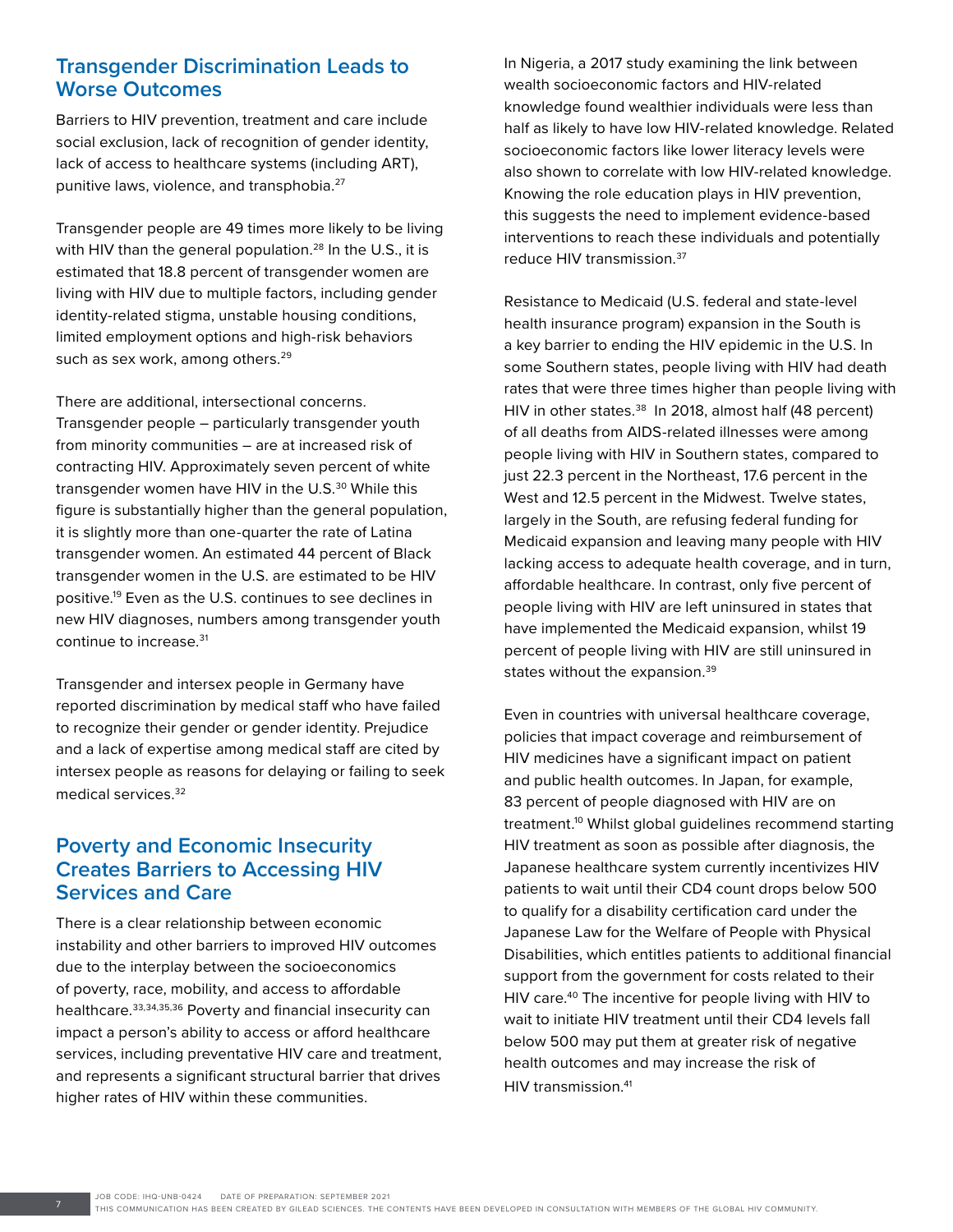## Transgender Discrimination Leads to Worse Outcomes

Barriers to HIV prevention, treatment and care include social exclusion, lack of recognition of gender identity, lack of access to healthcare systems (including ART), punitive laws, violence, and transphobia.[27]

Transgender people are 49 times more likely to be living with HIV than the general population.[28] In the U.S., it is estimated that 18.8 percent of transgender women are living with HIV due to multiple factors, including gender identity-related stigma, unstable housing conditions, limited employment options and high-risk behaviors such as sex work, among others.[29]

There are additional, intersectional concerns. Transgender people – particularly transgender youth from minority communities – are at increased risk of contracting HIV. Approximately seven percent of white transgender women have HIV in the U.S.[30] While this figure is substantially higher than the general population, it is slightly more than one-quarter the rate of Latina transgender women. An estimated 44 percent of Black transgender women in the U.S. are estimated to be HIV positive.[19] Even as the U.S. continues to see declines in new HIV diagnoses, numbers among transgender youth continue to increase.[31]

Transgender and intersex people in Germany have reported discrimination by medical staff who have failed to recognize their gender or gender identity. Prejudice and a lack of expertise among medical staff are cited by intersex people as reasons for delaying or failing to seek medical services.[32]

## Poverty and Economic Insecurity Creates Barriers to Accessing HIV Services and Care

There is a clear relationship between economic instability and other barriers to improved HIV outcomes due to the interplay between the socioeconomics of poverty, race, mobility, and access to affordable healthcare.[33,34,35,36] Poverty and financial insecurity can impact a person's ability to access or afford healthcare services, including preventative HIV care and treatment, and represents a significant structural barrier that drives higher rates of HIV within these communities.

In Nigeria, a 2017 study examining the link between wealth socioeconomic factors and HIV-related knowledge found wealthier individuals were less than half as likely to have low HIV-related knowledge. Related socioeconomic factors like lower literacy levels were also shown to correlate with low HIV-related knowledge. Knowing the role education plays in HIV prevention, this suggests the need to implement evidence-based interventions to reach these individuals and potentially reduce HIV transmission.[37]

Resistance to Medicaid (U.S. federal and state-level health insurance program) expansion in the South is a key barrier to ending the HIV epidemic in the U.S. In some Southern states, people living with HIV had death rates that were three times higher than people living with HIV in other states.[38] In 2018, almost half (48 percent) of all deaths from AIDS-related illnesses were among people living with HIV in Southern states, compared to just 22.3 percent in the Northeast, 17.6 percent in the West and 12.5 percent in the Midwest. Twelve states, largely in the South, are refusing federal funding for Medicaid expansion and leaving many people with HIV lacking access to adequate health coverage, and in turn, affordable healthcare. In contrast, only five percent of people living with HIV are left uninsured in states that have implemented the Medicaid expansion, whilst 19 percent of people living with HIV are still uninsured in states without the expansion.[39]

Even in countries with universal healthcare coverage, policies that impact coverage and reimbursement of HIV medicines have a significant impact on patient and public health outcomes. In Japan, for example, 83 percent of people diagnosed with HIV are on treatment.[10] Whilst global guidelines recommend starting HIV treatment as soon as possible after diagnosis, the Japanese healthcare system currently incentivizes HIV patients to wait until their CD4 count drops below 500 to qualify for a disability certification card under the Japanese Law for the Welfare of People with Physical Disabilities, which entitles patients to additional financial support from the government for costs related to their HIV care.[40] The incentive for people living with HIV to wait to initiate HIV treatment until their CD4 levels fall below 500 may put them at greater risk of negative health outcomes and may increase the risk of HIV transmission.[41]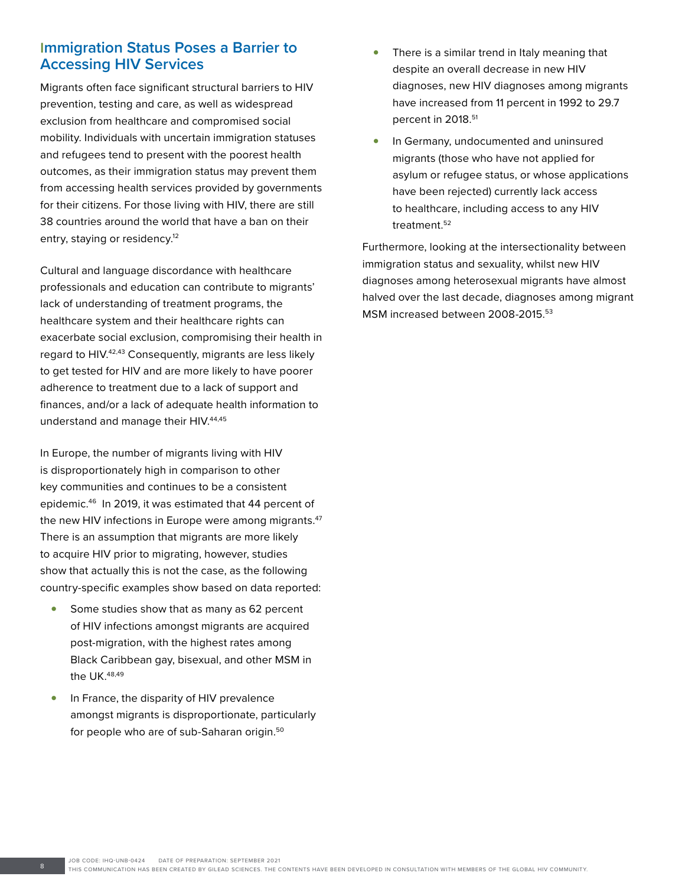## Immigration Status Poses a Barrier to Accessing HIV Services

Migrants often face significant structural barriers to HIV prevention, testing and care, as well as widespread exclusion from healthcare and compromised social mobility. Individuals with uncertain immigration statuses and refugees tend to present with the poorest health outcomes, as their immigration status may prevent them from accessing health services provided by governments for their citizens. For those living with HIV, there are still 38 countries around the world that have a ban on their entry, staying or residency.[12]

Cultural and language discordance with healthcare professionals and education can contribute to migrants' lack of understanding of treatment programs, the healthcare system and their healthcare rights can exacerbate social exclusion, compromising their health in regard to HIV.[42,43] Consequently, migrants are less likely to get tested for HIV and are more likely to have poorer adherence to treatment due to a lack of support and finances, and/or a lack of adequate health information to understand and manage their HIV.[44,45]

In Europe, the number of migrants living with HIV is disproportionately high in comparison to other key communities and continues to be a consistent epidemic.[46] In 2019, it was estimated that 44 percent of the new HIV infections in Europe were among migrants.[47] There is an assumption that migrants are more likely to acquire HIV prior to migrating, however, studies show that actually this is not the case, as the following country-specific examples show based on data reported:

- Some studies show that as many as 62 percent of HIV infections amongst migrants are acquired post-migration, with the highest rates among Black Caribbean gay, bisexual, and other MSM in the UK.[48,49]
- In France, the disparity of HIV prevalence amongst migrants is disproportionate, particularly for people who are of sub-Saharan origin.[50]
- There is a similar trend in Italy meaning that despite an overall decrease in new HIV diagnoses, new HIV diagnoses among migrants have increased from 11 percent in 1992 to 29.7 percent in 2018.[51]
- In Germany, undocumented and uninsured migrants (those who have not applied for asylum or refugee status, or whose applications have been rejected) currently lack access to healthcare, including access to any HIV treatment.[52]

Furthermore, looking at the intersectionality between immigration status and sexuality, whilst new HIV diagnoses among heterosexual migrants have almost halved over the last decade, diagnoses among migrant MSM increased between 2008-2015.[53]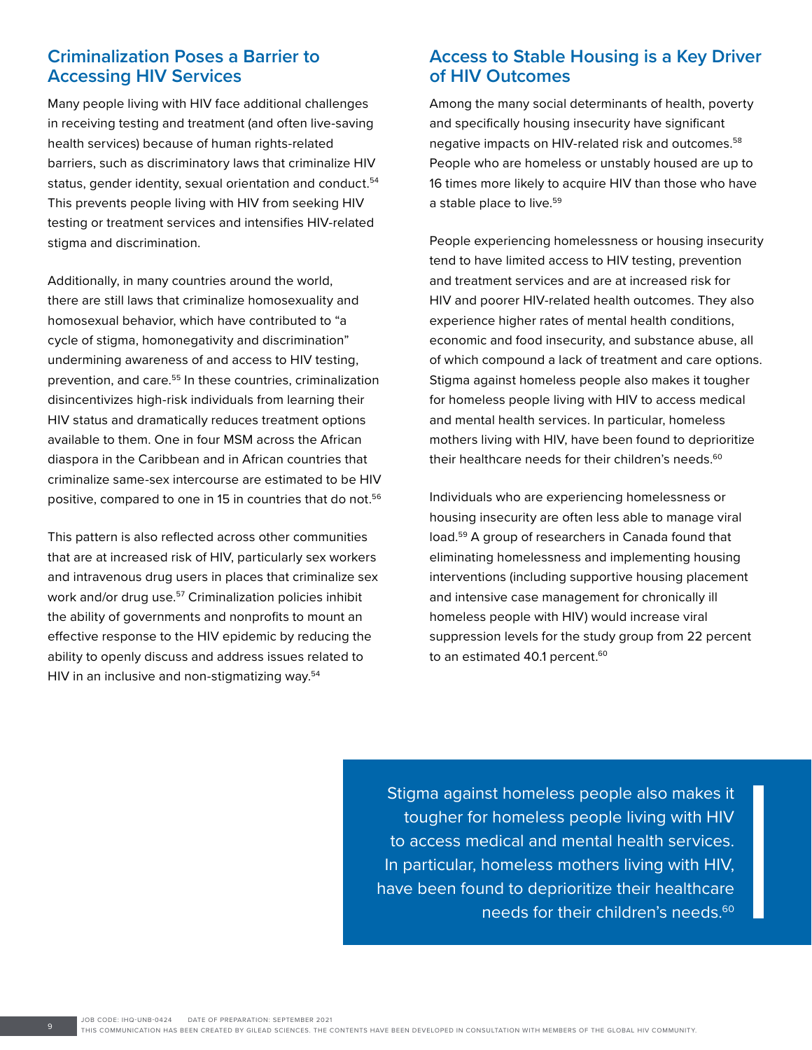## Criminalization Poses a Barrier to Accessing HIV Services

Many people living with HIV face additional challenges in receiving testing and treatment (and often live-saving health services) because of human rights-related barriers, such as discriminatory laws that criminalize HIV status, gender identity, sexual orientation and conduct.[54] This prevents people living with HIV from seeking HIV testing or treatment services and intensifies HIV-related stigma and discrimination.

Additionally, in many countries around the world, there are still laws that criminalize homosexuality and homosexual behavior, which have contributed to "a cycle of stigma, homonegativity and discrimination" undermining awareness of and access to HIV testing, prevention, and care.[55] In these countries, criminalization disincentivizes high-risk individuals from learning their HIV status and dramatically reduces treatment options available to them. One in four MSM across the African diaspora in the Caribbean and in African countries that criminalize same-sex intercourse are estimated to be HIV positive, compared to one in 15 in countries that do not.[56]

This pattern is also reflected across other communities that are at increased risk of HIV, particularly sex workers and intravenous drug users in places that criminalize sex work and/or drug use.[57] Criminalization policies inhibit the ability of governments and nonprofits to mount an effective response to the HIV epidemic by reducing the ability to openly discuss and address issues related to HIV in an inclusive and non-stigmatizing way.[54]

## Access to Stable Housing is a Key Driver of HIV Outcomes

Among the many social determinants of health, poverty and specifically housing insecurity have significant negative impacts on HIV-related risk and outcomes.[58] People who are homeless or unstably housed are up to 16 times more likely to acquire HIV than those who have a stable place to live.[59]

People experiencing homelessness or housing insecurity tend to have limited access to HIV testing, prevention and treatment services and are at increased risk for HIV and poorer HIV-related health outcomes. They also experience higher rates of mental health conditions, economic and food insecurity, and substance abuse, all of which compound a lack of treatment and care options. Stigma against homeless people also makes it tougher for homeless people living with HIV to access medical and mental health services. In particular, homeless mothers living with HIV, have been found to deprioritize their healthcare needs for their children's needs.[60]

Individuals who are experiencing homelessness or housing insecurity are often less able to manage viral load.[59] A group of researchers in Canada found that eliminating homelessness and implementing housing interventions (including supportive housing placement and intensive case management for chronically ill homeless people with HIV) would increase viral suppression levels for the study group from 22 percent to an estimated 40.1 percent.[60]

> Stigma against homeless people also makes it tougher for homeless people living with HIV to access medical and mental health services. In particular, homeless mothers living with HIV, have been found to deprioritize their healthcare needs for their children's needs.[60]

JOB CODE: IHQ-UNB-0424 DATE OF PREPARATION: SEPTEMBER 2021
THIS COMMUNICATION HAS BEEN CREATED BY GILEAD SCIENCES. THE CONTENTS HAVE BEEN DEVELOPED IN CONSULTATION WITH MEMBERS OF THE GLOBAL HIV COMMUNITY.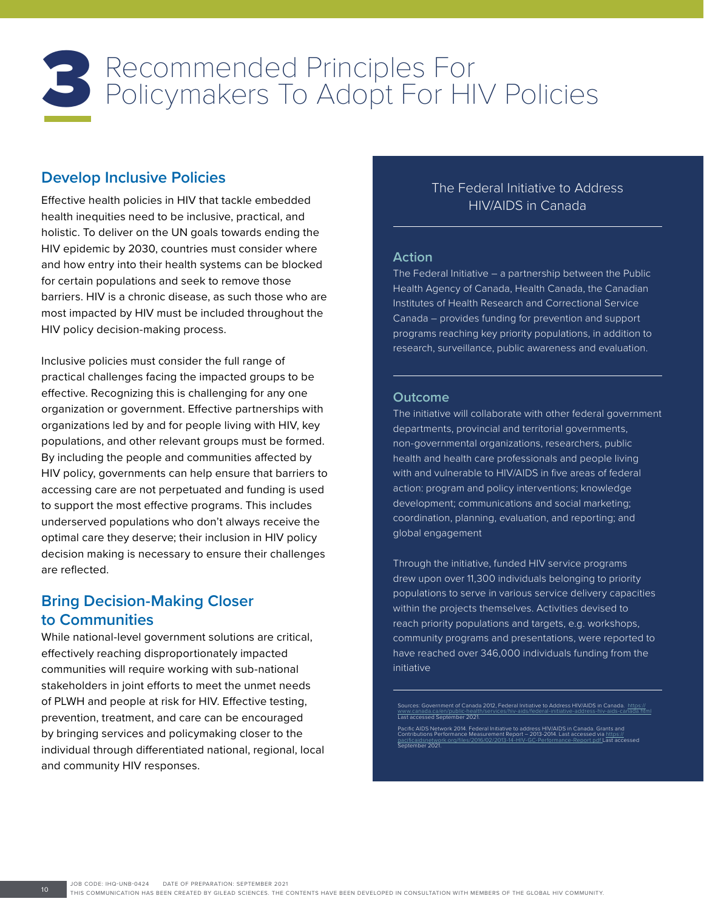# 3 Recommended Principles For Policymakers To Adopt For HIV Policies

## Develop Inclusive Policies

Effective health policies in HIV that tackle embedded health inequities need to be inclusive, practical, and holistic. To deliver on the UN goals towards ending the HIV epidemic by 2030, countries must consider where and how entry into their health systems can be blocked for certain populations and seek to remove those barriers. HIV is a chronic disease, as such those who are most impacted by HIV must be included throughout the HIV policy decision-making process.

Inclusive policies must consider the full range of practical challenges facing the impacted groups to be effective. Recognizing this is challenging for any one organization or government. Effective partnerships with organizations led by and for people living with HIV, key populations, and other relevant groups must be formed. By including the people and communities affected by HIV policy, governments can help ensure that barriers to accessing care are not perpetuated and funding is used to support the most effective programs. This includes underserved populations who don't always receive the optimal care they deserve; their inclusion in HIV policy decision making is necessary to ensure their challenges are reflected.

## Bring Decision-Making Closer to Communities

While national-level government solutions are critical, effectively reaching disproportionately impacted communities will require working with sub-national stakeholders in joint efforts to meet the unmet needs of PLWH and people at risk for HIV. Effective testing, prevention, treatment, and care can be encouraged by bringing services and policymaking closer to the individual through differentiated national, regional, local and community HIV responses.

### The Federal Initiative to Address HIV/AIDS in Canada

#### Action

The Federal Initiative – a partnership between the Public Health Agency of Canada, Health Canada, the Canadian Institutes of Health Research and Correctional Service Canada – provides funding for prevention and support programs reaching key priority populations, in addition to research, surveillance, public awareness and evaluation.

#### Outcome

The initiative will collaborate with other federal government departments, provincial and territorial governments, non-governmental organizations, researchers, public health and health care professionals and people living with and vulnerable to HIV/AIDS in five areas of federal action: program and policy interventions; knowledge development; communications and social marketing; coordination, planning, evaluation, and reporting; and global engagement

Through the initiative, funded HIV service programs drew upon over 11,300 individuals belonging to priority populations to serve in various service delivery capacities within the projects themselves. Activities devised to reach priority populations and targets, e.g. workshops, community programs and presentations, were reported to have reached over 346,000 individuals funding from the initiative

Sources: Government of Canada 2012, Federal Initiative to Address HIV/AIDS in Canada. https://www.canada.ca/en/public-health/services/hiv-aids/federal-initiative-address-hiv-aids-canada.html Last accessed September 2021.

Pacific AIDS Network 2014. Federal Initiative to address HIV/AIDS in Canada. Grants and Contributions Performance Measurement Report – 2013-2014. Last accessed via https://pacificaidsnetwork.org/files/2016/02/2013-14-HIV-GC-Performance-Report.pdf Last accessed September 2021.

JOB CODE: IHQ-UNB-0424 DATE OF PREPARATION: SEPTEMBER 2021
THIS COMMUNICATION HAS BEEN CREATED BY GILEAD SCIENCES. THE CONTENTS HAVE BEEN DEVELOPED IN CONSULTATION WITH MEMBERS OF THE GLOBAL HIV COMMUNITY.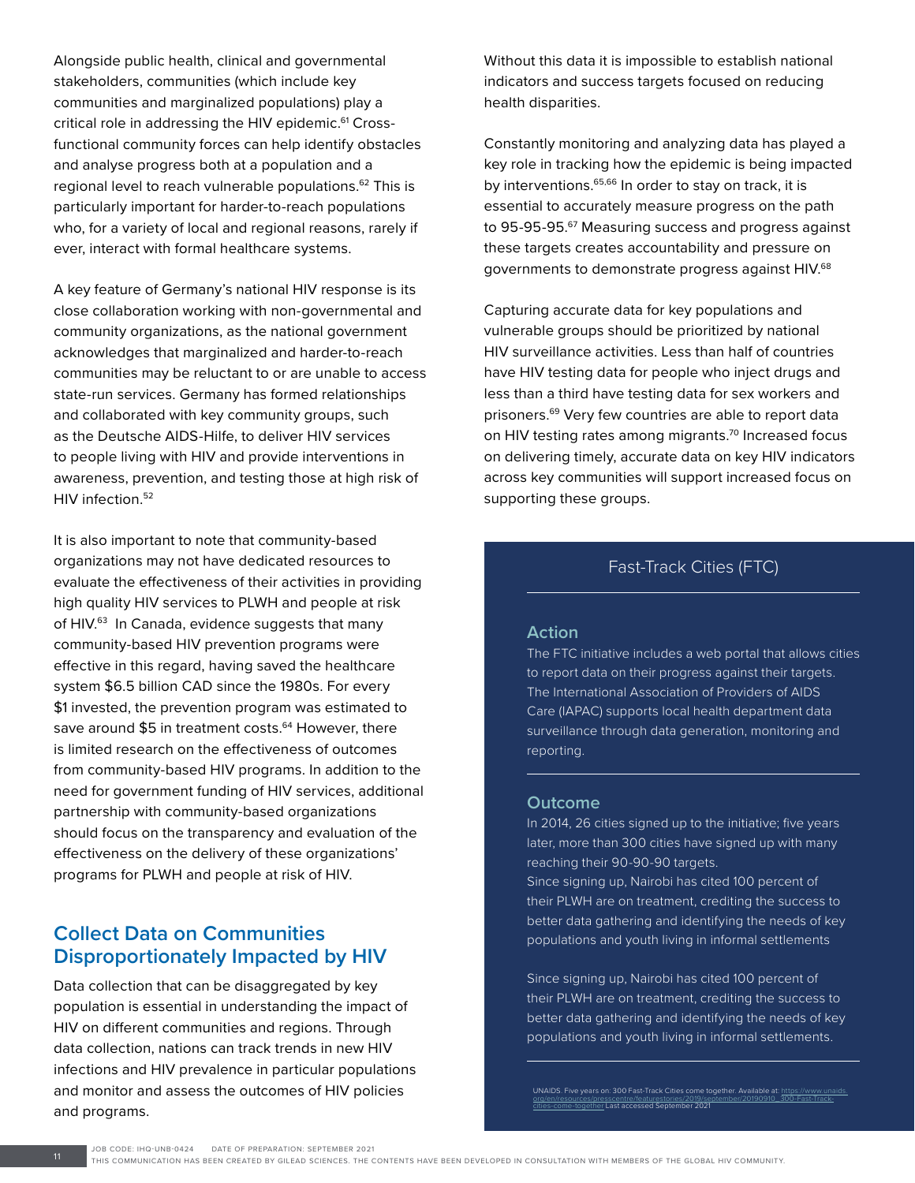Alongside public health, clinical and governmental stakeholders, communities (which include key communities and marginalized populations) play a critical role in addressing the HIV epidemic.[61] Cross-functional community forces can help identify obstacles and analyse progress both at a population and a regional level to reach vulnerable populations.[62] This is particularly important for harder-to-reach populations who, for a variety of local and regional reasons, rarely if ever, interact with formal healthcare systems.

A key feature of Germany's national HIV response is its close collaboration working with non-governmental and community organizations, as the national government acknowledges that marginalized and harder-to-reach communities may be reluctant to or are unable to access state-run services. Germany has formed relationships and collaborated with key community groups, such as the Deutsche AIDS-Hilfe, to deliver HIV services to people living with HIV and provide interventions in awareness, prevention, and testing those at high risk of HIV infection.[52]

It is also important to note that community-based organizations may not have dedicated resources to evaluate the effectiveness of their activities in providing high quality HIV services to PLWH and people at risk of HIV.[63] In Canada, evidence suggests that many community-based HIV prevention programs were effective in this regard, having saved the healthcare system $6.5 billion CAD since the 1980s. For every $1 invested, the prevention program was estimated to save around $5 in treatment costs.[64] However, there is limited research on the effectiveness of outcomes from community-based HIV programs. In addition to the need for government funding of HIV services, additional partnership with community-based organizations should focus on the transparency and evaluation of the effectiveness on the delivery of these organizations' programs for PLWH and people at risk of HIV.

## Collect Data on Communities Disproportionately Impacted by HIV

Data collection that can be disaggregated by key population is essential in understanding the impact of HIV on different communities and regions. Through data collection, nations can track trends in new HIV infections and HIV prevalence in particular populations and monitor and assess the outcomes of HIV policies and programs.

Without this data it is impossible to establish national indicators and success targets focused on reducing health disparities.

Constantly monitoring and analyzing data has played a key role in tracking how the epidemic is being impacted by interventions.[65,66] In order to stay on track, it is essential to accurately measure progress on the path to 95-95-95.[67] Measuring success and progress against these targets creates accountability and pressure on governments to demonstrate progress against HIV.[68]

Capturing accurate data for key populations and vulnerable groups should be prioritized by national HIV surveillance activities. Less than half of countries have HIV testing data for people who inject drugs and less than a third have testing data for sex workers and prisoners.[69] Very few countries are able to report data on HIV testing rates among migrants.[70] Increased focus on delivering timely, accurate data on key HIV indicators across key communities will support increased focus on supporting these groups.

### Fast-Track Cities (FTC)

**Action**

The FTC initiative includes a web portal that allows cities to report data on their progress against their targets. The International Association of Providers of AIDS Care (IAPAC) supports local health department data surveillance through data generation, monitoring and reporting.

**Outcome**

In 2014, 26 cities signed up to the initiative; five years later, more than 300 cities have signed up with many reaching their 90-90-90 targets.
Since signing up, Nairobi has cited 100 percent of their PLWH are on treatment, crediting the success to better data gathering and identifying the needs of key populations and youth living in informal settlements

Since signing up, Nairobi has cited 100 percent of their PLWH are on treatment, crediting the success to better data gathering and identifying the needs of key populations and youth living in informal settlements.

UNAIDS. Five years on: 300 Fast-Track Cities come together. Available at: https://www.unaids.org/en/resources/presscentre/featurestories/2019/september/20190910_300-Fast-Track-cities-come-together Last accessed September 2021

JOB CODE: IHQ-UNB-0424 DATE OF PREPARATION: SEPTEMBER 2021
THIS COMMUNICATION HAS BEEN CREATED BY GILEAD SCIENCES. THE CONTENTS HAVE BEEN DEVELOPED IN CONSULTATION WITH MEMBERS OF THE GLOBAL HIV COMMUNITY.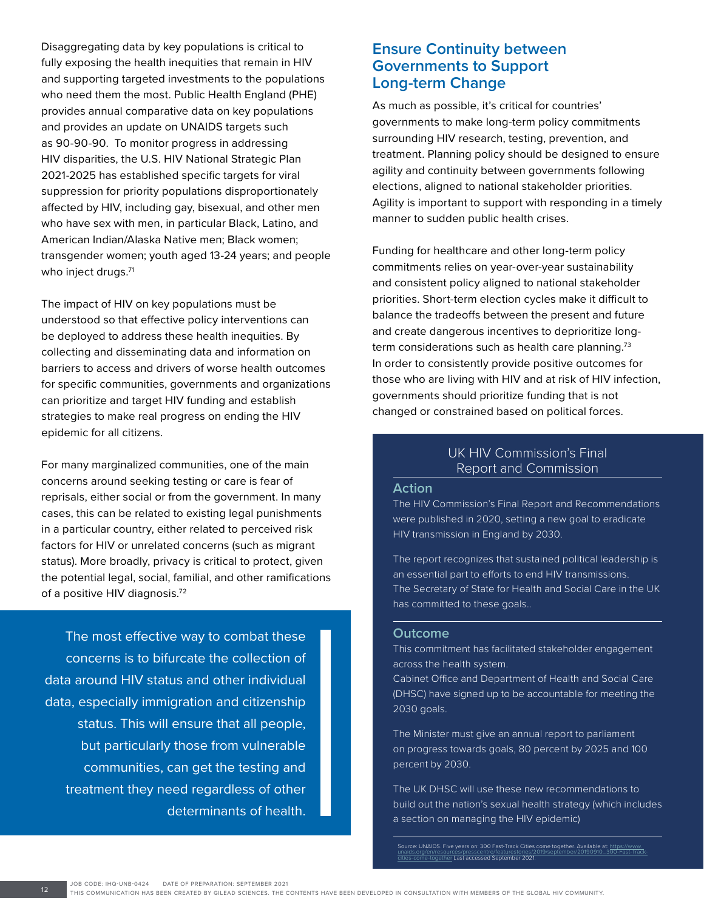Disaggregating data by key populations is critical to fully exposing the health inequities that remain in HIV and supporting targeted investments to the populations who need them the most. Public Health England (PHE) provides annual comparative data on key populations and provides an update on UNAIDS targets such as 90-90-90. To monitor progress in addressing HIV disparities, the U.S. HIV National Strategic Plan 2021-2025 has established specific targets for viral suppression for priority populations disproportionately affected by HIV, including gay, bisexual, and other men who have sex with men, in particular Black, Latino, and American Indian/Alaska Native men; Black women; transgender women; youth aged 13-24 years; and people who inject drugs.[71]

The impact of HIV on key populations must be understood so that effective policy interventions can be deployed to address these health inequities. By collecting and disseminating data and information on barriers to access and drivers of worse health outcomes for specific communities, governments and organizations can prioritize and target HIV funding and establish strategies to make real progress on ending the HIV epidemic for all citizens.

For many marginalized communities, one of the main concerns around seeking testing or care is fear of reprisals, either social or from the government. In many cases, this can be related to existing legal punishments in a particular country, either related to perceived risk factors for HIV or unrelated concerns (such as migrant status). More broadly, privacy is critical to protect, given the potential legal, social, familial, and other ramifications of a positive HIV diagnosis.[72]

> The most effective way to combat these concerns is to bifurcate the collection of data around HIV status and other individual data, especially immigration and citizenship status. This will ensure that all people, but particularly those from vulnerable communities, can get the testing and treatment they need regardless of other determinants of health.

## Ensure Continuity between Governments to Support Long-term Change

As much as possible, it's critical for countries' governments to make long-term policy commitments surrounding HIV research, testing, prevention, and treatment. Planning policy should be designed to ensure agility and continuity between governments following elections, aligned to national stakeholder priorities. Agility is important to support with responding in a timely manner to sudden public health crises.

Funding for healthcare and other long-term policy commitments relies on year-over-year sustainability and consistent policy aligned to national stakeholder priorities. Short-term election cycles make it difficult to balance the tradeoffs between the present and future and create dangerous incentives to deprioritize long-term considerations such as health care planning.[73] In order to consistently provide positive outcomes for those who are living with HIV and at risk of HIV infection, governments should prioritize funding that is not changed or constrained based on political forces.

### UK HIV Commission's Final Report and Commission

#### Action

The HIV Commission's Final Report and Recommendations were published in 2020, setting a new goal to eradicate HIV transmission in England by 2030.

The report recognizes that sustained political leadership is an essential part to efforts to end HIV transmissions. The Secretary of State for Health and Social Care in the UK has committed to these goals..

#### Outcome

This commitment has facilitated stakeholder engagement across the health system.
Cabinet Office and Department of Health and Social Care (DHSC) have signed up to be accountable for meeting the 2030 goals.

The Minister must give an annual report to parliament on progress towards goals, 80 percent by 2025 and 100 percent by 2030.

The UK DHSC will use these new recommendations to build out the nation's sexual health strategy (which includes a section on managing the HIV epidemic)

Source: UNAIDS. Five years on: 300 Fast-Track Cities come together. Available at: https://www.unaids.org/en/resources/presscentre/featurestories/2019/september/20190910_300-Fast-Track-cities-come-together Last accessed September 2021.

JOB CODE: IHQ-UNB-0424 DATE OF PREPARATION: SEPTEMBER 2021
THIS COMMUNICATION HAS BEEN CREATED BY GILEAD SCIENCES. THE CONTENTS HAVE BEEN DEVELOPED IN CONSULTATION WITH MEMBERS OF THE GLOBAL HIV COMMUNITY.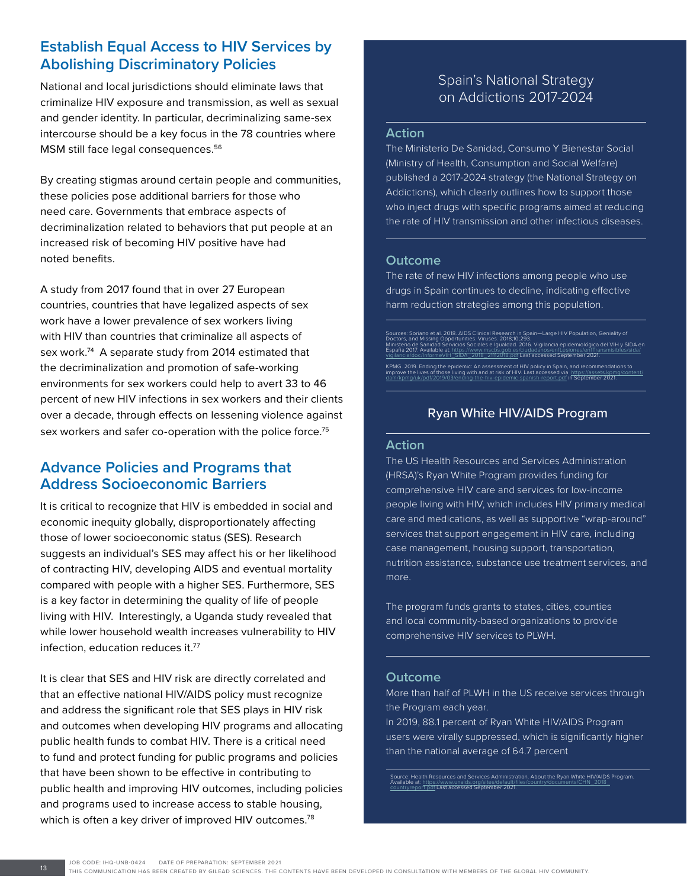## Establish Equal Access to HIV Services by Abolishing Discriminatory Policies

National and local jurisdictions should eliminate laws that criminalize HIV exposure and transmission, as well as sexual and gender identity. In particular, decriminalizing same-sex intercourse should be a key focus in the 78 countries where MSM still face legal consequences.[56]

By creating stigmas around certain people and communities, these policies pose additional barriers for those who need care. Governments that embrace aspects of decriminalization related to behaviors that put people at an increased risk of becoming HIV positive have had noted benefits.

A study from 2017 found that in over 27 European countries, countries that have legalized aspects of sex work have a lower prevalence of sex workers living with HIV than countries that criminalize all aspects of sex work.[74] A separate study from 2014 estimated that the decriminalization and promotion of safe-working environments for sex workers could help to avert 33 to 46 percent of new HIV infections in sex workers and their clients over a decade, through effects on lessening violence against sex workers and safer co-operation with the police force.[75]

## Advance Policies and Programs that Address Socioeconomic Barriers

It is critical to recognize that HIV is embedded in social and economic inequity globally, disproportionately affecting those of lower socioeconomic status (SES). Research suggests an individual's SES may affect his or her likelihood of contracting HIV, developing AIDS and eventual mortality compared with people with a higher SES. Furthermore, SES is a key factor in determining the quality of life of people living with HIV. Interestingly, a Uganda study revealed that while lower household wealth increases vulnerability to HIV infection, education reduces it.[77]

It is clear that SES and HIV risk are directly correlated and that an effective national HIV/AIDS policy must recognize and address the significant role that SES plays in HIV risk and outcomes when developing HIV programs and allocating public health funds to combat HIV. There is a critical need to fund and protect funding for public programs and policies that have been shown to be effective in contributing to public health and improving HIV outcomes, including policies and programs used to increase access to stable housing, which is often a key driver of improved HIV outcomes.[78]

### Spain's National Strategy on Addictions 2017-2024

**Action**

The Ministerio De Sanidad, Consumo Y Bienestar Social (Ministry of Health, Consumption and Social Welfare) published a 2017-2024 strategy (the National Strategy on Addictions), which clearly outlines how to support those who inject drugs with specific programs aimed at reducing the rate of HIV transmission and other infectious diseases.

**Outcome**

The rate of new HIV infections among people who use drugs in Spain continues to decline, indicating effective harm reduction strategies among this population.

Sources: Soriano et al. 2018. AIDS Clinical Research in Spain—Large HIV Population, Geniality of Doctors, and Missing Opportunities. Viruses. 2018;10:293.
Ministerio de Sanidad Servicios Sociales e Igualdad. 2016. Vigilancia epidemiológica del VIH y SIDA en España 2017. Available at: https://www.mscbs.gob.es/ciudadanos/enfLesiones/enfTransmisibles/sida/vigilancia/doc/InformeVIH_SIDA_2018_21112018.pdf Last accessed September 2021.

KPMG. 2019. Ending the epidemic: An assessment of HIV policy in Spain, and recommendations to improve the lives of those living with and at risk of HIV. Last accessed via https://assets.kpmg/content/dam/kpmg/uk/pdf/2019/03/ending-the-hiv-epidemic-spanish-report.pdf in September 2021.

### Ryan White HIV/AIDS Program

**Action**

The US Health Resources and Services Administration (HRSA)'s Ryan White Program provides funding for comprehensive HIV care and services for low-income people living with HIV, which includes HIV primary medical care and medications, as well as supportive "wrap-around" services that support engagement in HIV care, including case management, housing support, transportation, nutrition assistance, substance use treatment services, and more.

The program funds grants to states, cities, counties and local community-based organizations to provide comprehensive HIV services to PLWH.

**Outcome**

More than half of PLWH in the US receive services through the Program each year.
In 2019, 88.1 percent of Ryan White HIV/AIDS Program users were virally suppressed, which is significantly higher than the national average of 64.7 percent

Source: Health Resources and Services Administration. About the Ryan White HIV/AIDS Program. Available at: https://www.unaids.org/sites/default/files/country/documents/CHN_2018_countryreport.pdf Last accessed September 2021.

JOB CODE: IHQ-UNB-0424 DATE OF PREPARATION: SEPTEMBER 2021
THIS COMMUNICATION HAS BEEN CREATED BY GILEAD SCIENCES. THE CONTENTS HAVE BEEN DEVELOPED IN CONSULTATION WITH MEMBERS OF THE GLOBAL HIV COMMUNITY.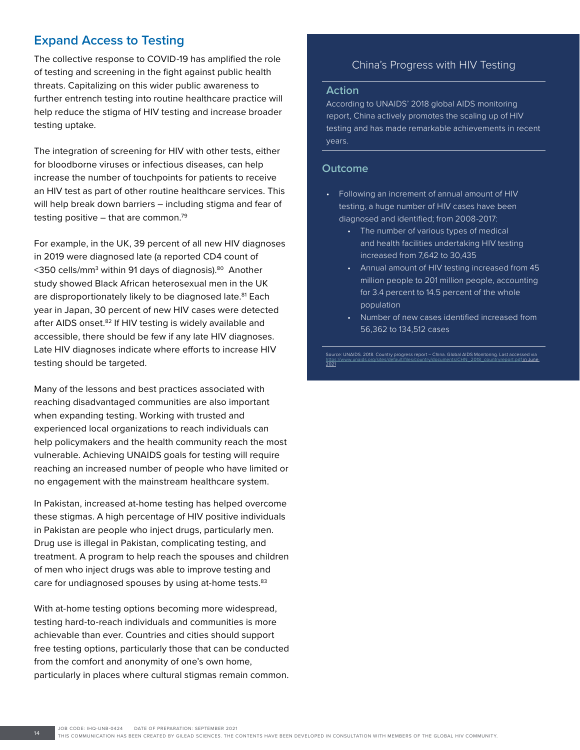## Expand Access to Testing

The collective response to COVID-19 has amplified the role of testing and screening in the fight against public health threats. Capitalizing on this wider public awareness to further entrench testing into routine healthcare practice will help reduce the stigma of HIV testing and increase broader testing uptake.

The integration of screening for HIV with other tests, either for bloodborne viruses or infectious diseases, can help increase the number of touchpoints for patients to receive an HIV test as part of other routine healthcare services. This will help break down barriers – including stigma and fear of testing positive – that are common.[79]

For example, in the UK, 39 percent of all new HIV diagnoses in 2019 were diagnosed late (a reported CD4 count of <350 cells/mm$^3$ within 91 days of diagnosis).[80] Another study showed Black African heterosexual men in the UK are disproportionately likely to be diagnosed late.[81] Each year in Japan, 30 percent of new HIV cases were detected after AIDS onset.[82] If HIV testing is widely available and accessible, there should be few if any late HIV diagnoses. Late HIV diagnoses indicate where efforts to increase HIV testing should be targeted.

Many of the lessons and best practices associated with reaching disadvantaged communities are also important when expanding testing. Working with trusted and experienced local organizations to reach individuals can help policymakers and the health community reach the most vulnerable. Achieving UNAIDS goals for testing will require reaching an increased number of people who have limited or no engagement with the mainstream healthcare system.

In Pakistan, increased at-home testing has helped overcome these stigmas. A high percentage of HIV positive individuals in Pakistan are people who inject drugs, particularly men. Drug use is illegal in Pakistan, complicating testing, and treatment. A program to help reach the spouses and children of men who inject drugs was able to improve testing and care for undiagnosed spouses by using at-home tests.[83]

With at-home testing options becoming more widespread, testing hard-to-reach individuals and communities is more achievable than ever. Countries and cities should support free testing options, particularly those that can be conducted from the comfort and anonymity of one's own home, particularly in places where cultural stigmas remain common.

### China's Progress with HIV Testing

#### Action

According to UNAIDS' 2018 global AIDS monitoring report, China actively promotes the scaling up of HIV testing and has made remarkable achievements in recent years.

#### Outcome

- Following an increment of annual amount of HIV testing, a huge number of HIV cases have been diagnosed and identified; from 2008-2017:
  - The number of various types of medical and health facilities undertaking HIV testing increased from 7,642 to 30,435
  - Annual amount of HIV testing increased from 45 million people to 201 million people, accounting for 3.4 percent to 14.5 percent of the whole population
  - Number of new cases identified increased from 56,362 to 134,512 cases

Source: UNAIDS. 2018. Country progress report – China. Global AIDS Monitoring. Last accessed via https://www.unaids.org/sites/default/files/country/documents/CHN_2018_countryreport.pdf in June 2021

JOB CODE: IHQ-UNB-0424 DATE OF PREPARATION: SEPTEMBER 2021
THIS COMMUNICATION HAS BEEN CREATED BY GILEAD SCIENCES. THE CONTENTS HAVE BEEN DEVELOPED IN CONSULTATION WITH MEMBERS OF THE GLOBAL HIV COMMUNITY.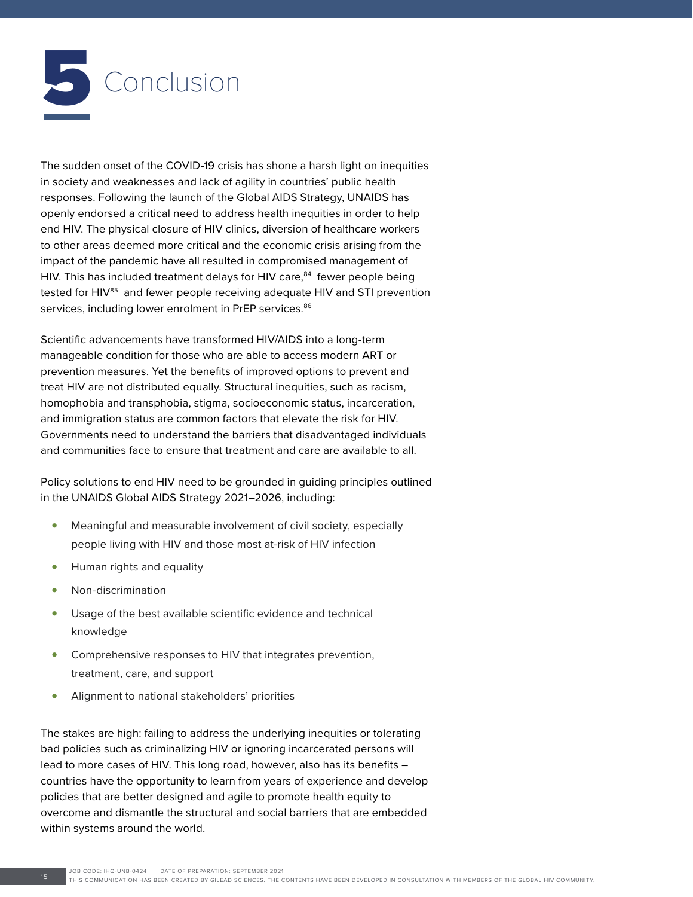# 5 Conclusion

The sudden onset of the COVID-19 crisis has shone a harsh light on inequities in society and weaknesses and lack of agility in countries' public health responses. Following the launch of the Global AIDS Strategy, UNAIDS has openly endorsed a critical need to address health inequities in order to help end HIV. The physical closure of HIV clinics, diversion of healthcare workers to other areas deemed more critical and the economic crisis arising from the impact of the pandemic have all resulted in compromised management of HIV. This has included treatment delays for HIV care,[84] fewer people being tested for HIV[85] and fewer people receiving adequate HIV and STI prevention services, including lower enrolment in PrEP services.[86]

Scientific advancements have transformed HIV/AIDS into a long-term manageable condition for those who are able to access modern ART or prevention measures. Yet the benefits of improved options to prevent and treat HIV are not distributed equally. Structural inequities, such as racism, homophobia and transphobia, stigma, socioeconomic status, incarceration, and immigration status are common factors that elevate the risk for HIV. Governments need to understand the barriers that disadvantaged individuals and communities face to ensure that treatment and care are available to all.

Policy solutions to end HIV need to be grounded in guiding principles outlined in the UNAIDS Global AIDS Strategy 2021–2026, including:

- Meaningful and measurable involvement of civil society, especially people living with HIV and those most at-risk of HIV infection
- Human rights and equality
- Non-discrimination
- Usage of the best available scientific evidence and technical knowledge
- Comprehensive responses to HIV that integrates prevention, treatment, care, and support
- Alignment to national stakeholders' priorities

The stakes are high: failing to address the underlying inequities or tolerating bad policies such as criminalizing HIV or ignoring incarcerated persons will lead to more cases of HIV. This long road, however, also has its benefits – countries have the opportunity to learn from years of experience and develop policies that are better designed and agile to promote health equity to overcome and dismantle the structural and social barriers that are embedded within systems around the world.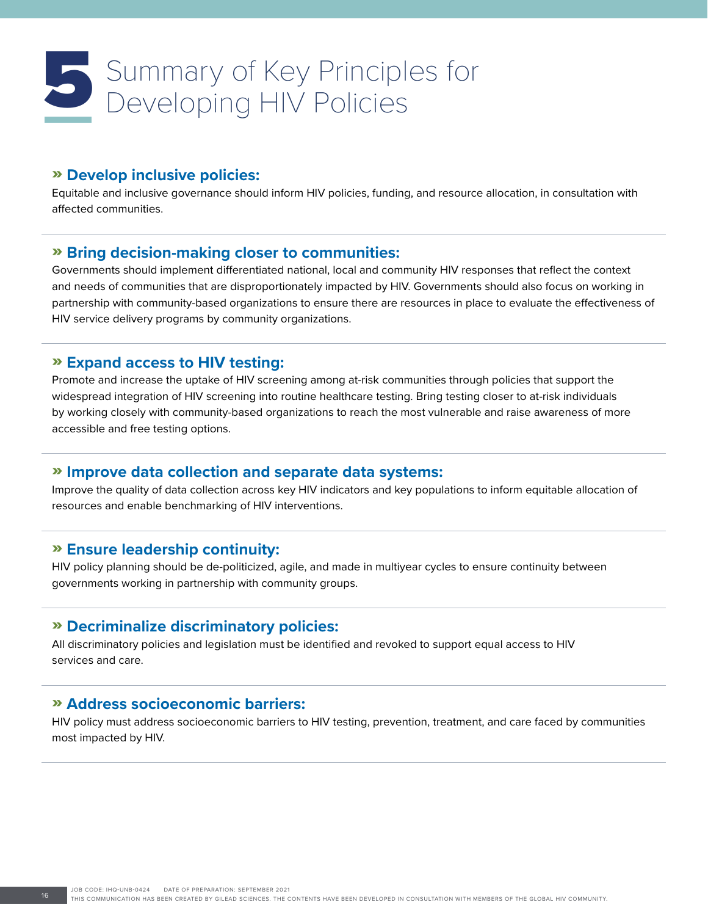# 5 Summary of Key Principles for Developing HIV Policies

### » Develop inclusive policies:

Equitable and inclusive governance should inform HIV policies, funding, and resource allocation, in consultation with affected communities.

### » Bring decision-making closer to communities:

Governments should implement differentiated national, local and community HIV responses that reflect the context and needs of communities that are disproportionately impacted by HIV. Governments should also focus on working in partnership with community-based organizations to ensure there are resources in place to evaluate the effectiveness of HIV service delivery programs by community organizations.

### » Expand access to HIV testing:

Promote and increase the uptake of HIV screening among at-risk communities through policies that support the widespread integration of HIV screening into routine healthcare testing. Bring testing closer to at-risk individuals by working closely with community-based organizations to reach the most vulnerable and raise awareness of more accessible and free testing options.

### » Improve data collection and separate data systems:

Improve the quality of data collection across key HIV indicators and key populations to inform equitable allocation of resources and enable benchmarking of HIV interventions.

### » Ensure leadership continuity:

HIV policy planning should be de-politicized, agile, and made in multiyear cycles to ensure continuity between governments working in partnership with community groups.

### » Decriminalize discriminatory policies:

All discriminatory policies and legislation must be identified and revoked to support equal access to HIV services and care.

### » Address socioeconomic barriers:

HIV policy must address socioeconomic barriers to HIV testing, prevention, treatment, and care faced by communities most impacted by HIV.

JOB CODE: IHQ-UNB-0424 DATE OF PREPARATION: SEPTEMBER 2021
THIS COMMUNICATION HAS BEEN CREATED BY GILEAD SCIENCES. THE CONTENTS HAVE BEEN DEVELOPED IN CONSULTATION WITH MEMBERS OF THE GLOBAL HIV COMMUNITY.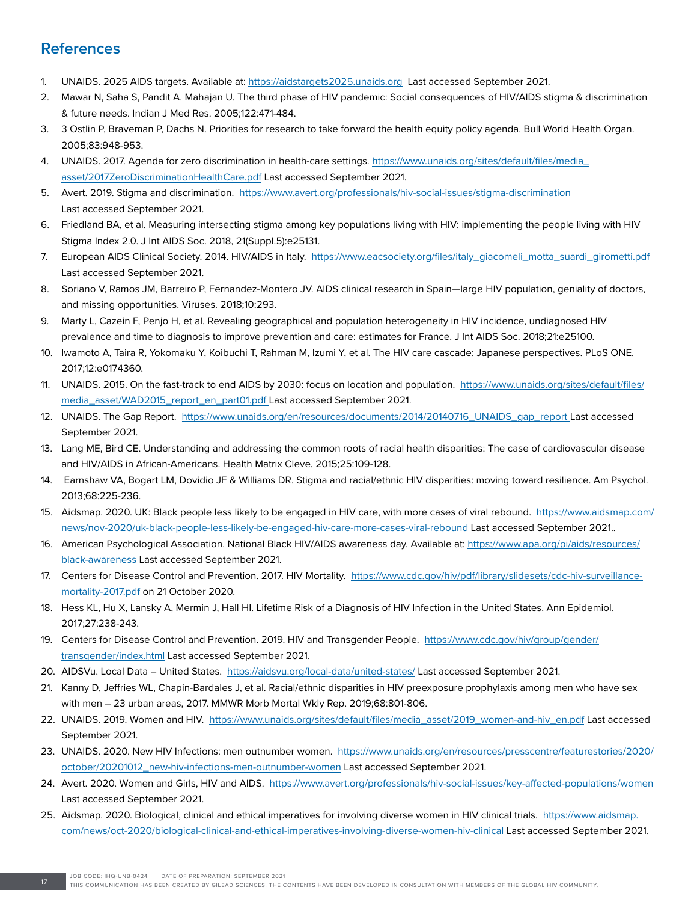## References

1. UNAIDS. 2025 AIDS targets. Available at: https://aidstargets2025.unaids.org Last accessed September 2021.
2. Mawar N, Saha S, Pandit A. Mahajan U. The third phase of HIV pandemic: Social consequences of HIV/AIDS stigma & discrimination & future needs. Indian J Med Res. 2005;122:471-484.
3. 3 Ostlin P, Braveman P, Dachs N. Priorities for research to take forward the health equity policy agenda. Bull World Health Organ. 2005;83:948-953.
4. UNAIDS. 2017. Agenda for zero discrimination in health-care settings. https://www.unaids.org/sites/default/files/media_asset/2017ZeroDiscriminationHealthCare.pdf Last accessed September 2021.
5. Avert. 2019. Stigma and discrimination. https://www.avert.org/professionals/hiv-social-issues/stigma-discrimination Last accessed September 2021.
6. Friedland BA, et al. Measuring intersecting stigma among key populations living with HIV: implementing the people living with HIV Stigma Index 2.0. J Int AIDS Soc. 2018, 21(Suppl.5):e25131.
7. European AIDS Clinical Society. 2014. HIV/AIDS in Italy. https://www.eacsociety.org/files/italy_giacomeli_motta_suardi_girometti.pdf Last accessed September 2021.
8. Soriano V, Ramos JM, Barreiro P, Fernandez-Montero JV. AIDS clinical research in Spain—large HIV population, geniality of doctors, and missing opportunities. Viruses. 2018;10:293.
9. Marty L, Cazein F, Penjo H, et al. Revealing geographical and population heterogeneity in HIV incidence, undiagnosed HIV prevalence and time to diagnosis to improve prevention and care: estimates for France. J Int AIDS Soc. 2018;21:e25100.
10. Iwamoto A, Taira R, Yokomaku Y, Koibuchi T, Rahman M, Izumi Y, et al. The HIV care cascade: Japanese perspectives. PLoS ONE. 2017;12:e0174360.
11. UNAIDS. 2015. On the fast-track to end AIDS by 2030: focus on location and population. https://www.unaids.org/sites/default/files/media_asset/WAD2015_report_en_part01.pdf Last accessed September 2021.
12. UNAIDS. The Gap Report. https://www.unaids.org/en/resources/documents/2014/20140716_UNAIDS_gap_report Last accessed September 2021.
13. Lang ME, Bird CE. Understanding and addressing the common roots of racial health disparities: The case of cardiovascular disease and HIV/AIDS in African-Americans. Health Matrix Cleve. 2015;25:109-128.
14. Earnshaw VA, Bogart LM, Dovidio JF & Williams DR. Stigma and racial/ethnic HIV disparities: moving toward resilience. Am Psychol. 2013;68:225-236.
15. Aidsmap. 2020. UK: Black people less likely to be engaged in HIV care, with more cases of viral rebound. https://www.aidsmap.com/news/nov-2020/uk-black-people-less-likely-be-engaged-hiv-care-more-cases-viral-rebound Last accessed September 2021..
16. American Psychological Association. National Black HIV/AIDS awareness day. Available at: https://www.apa.org/pi/aids/resources/black-awareness Last accessed September 2021.
17. Centers for Disease Control and Prevention. 2017. HIV Mortality. https://www.cdc.gov/hiv/pdf/library/slidesets/cdc-hiv-surveillance-mortality-2017.pdf on 21 October 2020.
18. Hess KL, Hu X, Lansky A, Mermin J, Hall HI. Lifetime Risk of a Diagnosis of HIV Infection in the United States. Ann Epidemiol. 2017;27:238-243.
19. Centers for Disease Control and Prevention. 2019. HIV and Transgender People. https://www.cdc.gov/hiv/group/gender/transgender/index.html Last accessed September 2021.
20. AIDSVu. Local Data – United States. https://aidsvu.org/local-data/united-states/ Last accessed September 2021.
21. Kanny D, Jeffries WL, Chapin-Bardales J, et al. Racial/ethnic disparities in HIV preexposure prophylaxis among men who have sex with men – 23 urban areas, 2017. MMWR Morb Mortal Wkly Rep. 2019;68:801-806.
22. UNAIDS. 2019. Women and HIV. https://www.unaids.org/sites/default/files/media_asset/2019_women-and-hiv_en.pdf Last accessed September 2021.
23. UNAIDS. 2020. New HIV Infections: men outnumber women. https://www.unaids.org/en/resources/presscentre/featurestories/2020/october/20201012_new-hiv-infections-men-outnumber-women Last accessed September 2021.
24. Avert. 2020. Women and Girls, HIV and AIDS. https://www.avert.org/professionals/hiv-social-issues/key-affected-populations/women Last accessed September 2021.
25. Aidsmap. 2020. Biological, clinical and ethical imperatives for involving diverse women in HIV clinical trials. https://www.aidsmap.com/news/oct-2020/biological-clinical-and-ethical-imperatives-involving-diverse-women-hiv-clinical Last accessed September 2021.

JOB CODE: IHQ-UNB-0424 DATE OF PREPARATION: SEPTEMBER 2021
THIS COMMUNICATION HAS BEEN CREATED BY GILEAD SCIENCES. THE CONTENTS HAVE BEEN DEVELOPED IN CONSULTATION WITH MEMBERS OF THE GLOBAL HIV COMMUNITY.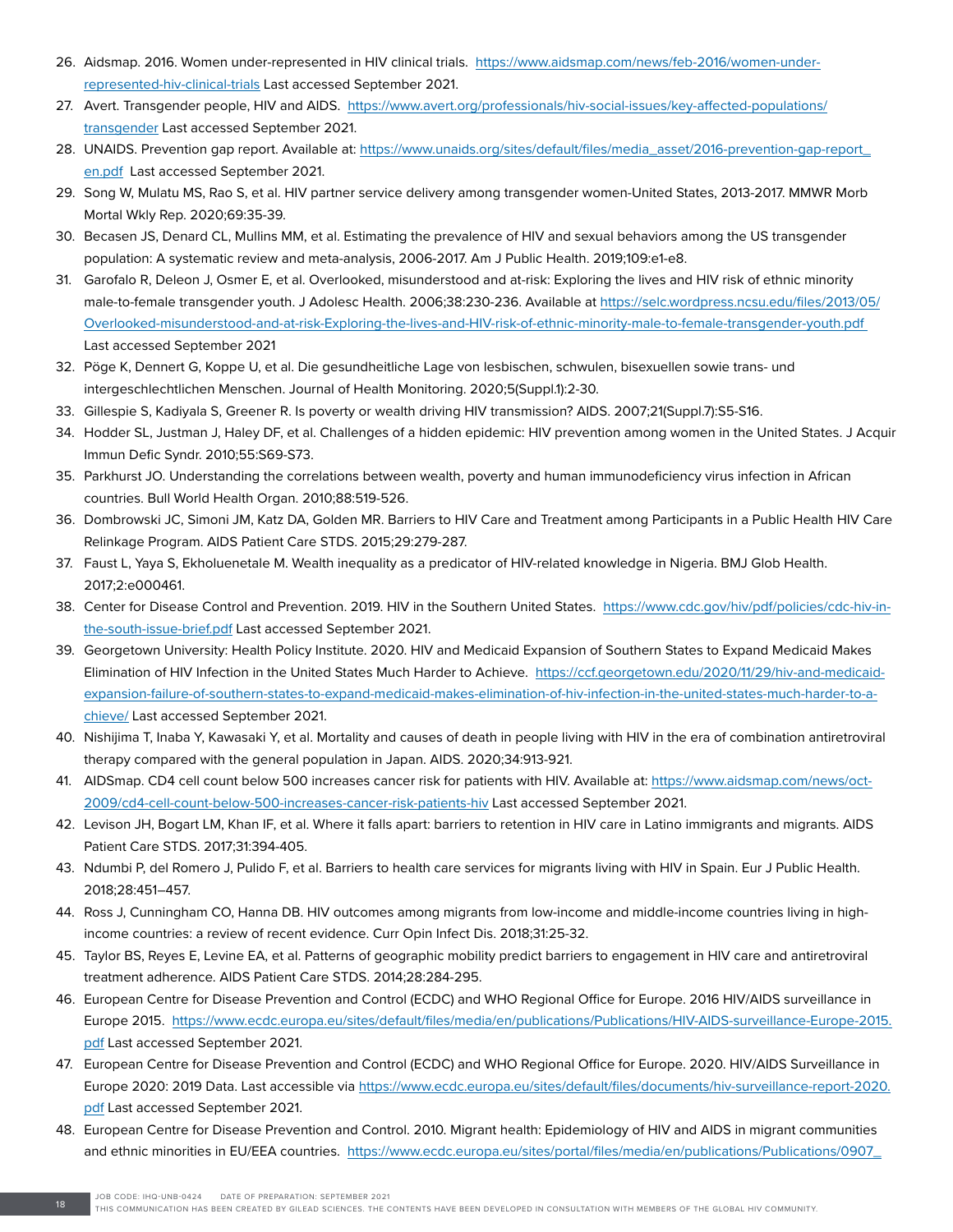26. Aidsmap. 2016. Women under-represented in HIV clinical trials. https://www.aidsmap.com/news/feb-2016/women-under-represented-hiv-clinical-trials Last accessed September 2021.
27. Avert. Transgender people, HIV and AIDS. https://www.avert.org/professionals/hiv-social-issues/key-affected-populations/transgender Last accessed September 2021.
28. UNAIDS. Prevention gap report. Available at: https://www.unaids.org/sites/default/files/media_asset/2016-prevention-gap-report_en.pdf Last accessed September 2021.
29. Song W, Mulatu MS, Rao S, et al. HIV partner service delivery among transgender women-United States, 2013-2017. MMWR Morb Mortal Wkly Rep. 2020;69:35-39.
30. Becasen JS, Denard CL, Mullins MM, et al. Estimating the prevalence of HIV and sexual behaviors among the US transgender population: A systematic review and meta-analysis, 2006-2017. Am J Public Health. 2019;109:e1-e8.
31. Garofalo R, Deleon J, Osmer E, et al. Overlooked, misunderstood and at-risk: Exploring the lives and HIV risk of ethnic minority male-to-female transgender youth. J Adolesc Health. 2006;38:230-236. Available at https://selc.wordpress.ncsu.edu/files/2013/05/Overlooked-misunderstood-and-at-risk-Exploring-the-lives-and-HIV-risk-of-ethnic-minority-male-to-female-transgender-youth.pdf Last accessed September 2021
32. Pöge K, Dennert G, Koppe U, et al. Die gesundheitliche Lage von lesbischen, schwulen, bisexuellen sowie trans- und intergeschlechtlichen Menschen. Journal of Health Monitoring. 2020;5(Suppl.1):2-30.
33. Gillespie S, Kadiyala S, Greener R. Is poverty or wealth driving HIV transmission? AIDS. 2007;21(Suppl.7):S5-S16.
34. Hodder SL, Justman J, Haley DF, et al. Challenges of a hidden epidemic: HIV prevention among women in the United States. J Acquir Immun Defic Syndr. 2010;55:S69-S73.
35. Parkhurst JO. Understanding the correlations between wealth, poverty and human immunodeficiency virus infection in African countries. Bull World Health Organ. 2010;88:519-526.
36. Dombrowski JC, Simoni JM, Katz DA, Golden MR. Barriers to HIV Care and Treatment among Participants in a Public Health HIV Care Relinkage Program. AIDS Patient Care STDS. 2015;29:279-287.
37. Faust L, Yaya S, Ekholuenetale M. Wealth inequality as a predicator of HIV-related knowledge in Nigeria. BMJ Glob Health. 2017;2:e000461.
38. Center for Disease Control and Prevention. 2019. HIV in the Southern United States. https://www.cdc.gov/hiv/pdf/policies/cdc-hiv-in-the-south-issue-brief.pdf Last accessed September 2021.
39. Georgetown University: Health Policy Institute. 2020. HIV and Medicaid Expansion of Southern States to Expand Medicaid Makes Elimination of HIV Infection in the United States Much Harder to Achieve. https://ccf.georgetown.edu/2020/11/29/hiv-and-medicaid-expansion-failure-of-southern-states-to-expand-medicaid-makes-elimination-of-hiv-infection-in-the-united-states-much-harder-to-achieve/ Last accessed September 2021.
40. Nishijima T, Inaba Y, Kawasaki Y, et al. Mortality and causes of death in people living with HIV in the era of combination antiretroviral therapy compared with the general population in Japan. AIDS. 2020;34:913-921.
41. AIDSmap. CD4 cell count below 500 increases cancer risk for patients with HIV. Available at: https://www.aidsmap.com/news/oct-2009/cd4-cell-count-below-500-increases-cancer-risk-patients-hiv Last accessed September 2021.
42. Levison JH, Bogart LM, Khan IF, et al. Where it falls apart: barriers to retention in HIV care in Latino immigrants and migrants. AIDS Patient Care STDS. 2017;31:394-405.
43. Ndumbi P, del Romero J, Pulido F, et al. Barriers to health care services for migrants living with HIV in Spain. Eur J Public Health. 2018;28:451–457.
44. Ross J, Cunningham CO, Hanna DB. HIV outcomes among migrants from low-income and middle-income countries living in high-income countries: a review of recent evidence. Curr Opin Infect Dis. 2018;31:25-32.
45. Taylor BS, Reyes E, Levine EA, et al. Patterns of geographic mobility predict barriers to engagement in HIV care and antiretroviral treatment adherence. AIDS Patient Care STDS. 2014;28:284-295.
46. European Centre for Disease Prevention and Control (ECDC) and WHO Regional Office for Europe. 2016 HIV/AIDS surveillance in Europe 2015. https://www.ecdc.europa.eu/sites/default/files/media/en/publications/Publications/HIV-AIDS-surveillance-Europe-2015.pdf Last accessed September 2021.
47. European Centre for Disease Prevention and Control (ECDC) and WHO Regional Office for Europe. 2020. HIV/AIDS Surveillance in Europe 2020: 2019 Data. Last accessible via https://www.ecdc.europa.eu/sites/default/files/documents/hiv-surveillance-report-2020.pdf Last accessed September 2021.
48. European Centre for Disease Prevention and Control. 2010. Migrant health: Epidemiology of HIV and AIDS in migrant communities and ethnic minorities in EU/EEA countries. https://www.ecdc.europa.eu/sites/portal/files/media/en/publications/Publications/0907_

JOB CODE: IHQ-UNB-0424 DATE OF PREPARATION: SEPTEMBER 2021
THIS COMMUNICATION HAS BEEN CREATED BY GILEAD SCIENCES. THE CONTENTS HAVE BEEN DEVELOPED IN CONSULTATION WITH MEMBERS OF THE GLOBAL HIV COMMUNITY.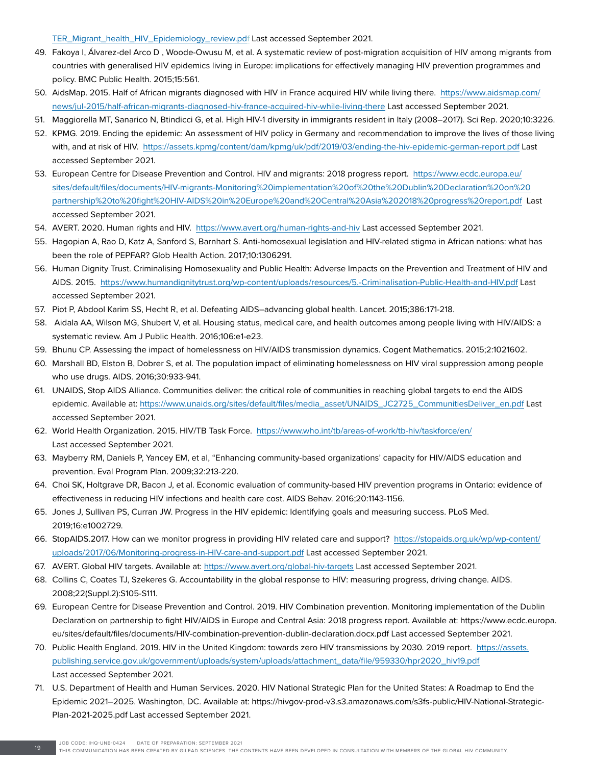TER_Migrant_health_HIV_Epidemiology_review.pdf Last accessed September 2021.

49. Fakoya I, Álvarez-del Arco D , Woode-Owusu M, et al. A systematic review of post-migration acquisition of HIV among migrants from countries with generalised HIV epidemics living in Europe: implications for effectively managing HIV prevention programmes and policy. BMC Public Health. 2015;15:561.
50. AidsMap. 2015. Half of African migrants diagnosed with HIV in France acquired HIV while living there. https://www.aidsmap.com/news/jul-2015/half-african-migrants-diagnosed-hiv-france-acquired-hiv-while-living-there Last accessed September 2021.
51. Maggiorella MT, Sanarico N, Btindicci G, et al. High HIV-1 diversity in immigrants resident in Italy (2008–2017). Sci Rep. 2020;10:3226.
52. KPMG. 2019. Ending the epidemic: An assessment of HIV policy in Germany and recommendation to improve the lives of those living with, and at risk of HIV. https://assets.kpmg/content/dam/kpmg/uk/pdf/2019/03/ending-the-hiv-epidemic-german-report.pdf Last accessed September 2021.
53. European Centre for Disease Prevention and Control. HIV and migrants: 2018 progress report. https://www.ecdc.europa.eu/sites/default/files/documents/HIV-migrants-Monitoring%20implementation%20of%20the%20Dublin%20Declaration%20on%20partnership%20to%20fight%20HIV-AIDS%20in%20Europe%20and%20Central%20Asia%202018%20progress%20report.pdf Last accessed September 2021.
54. AVERT. 2020. Human rights and HIV. https://www.avert.org/human-rights-and-hiv Last accessed September 2021.
55. Hagopian A, Rao D, Katz A, Sanford S, Barnhart S. Anti-homosexual legislation and HIV-related stigma in African nations: what has been the role of PEPFAR? Glob Health Action. 2017;10:1306291.
56. Human Dignity Trust. Criminalising Homosexuality and Public Health: Adverse Impacts on the Prevention and Treatment of HIV and AIDS. 2015. https://www.humandignitytrust.org/wp-content/uploads/resources/5.-Criminalisation-Public-Health-and-HIV.pdf Last accessed September 2021.
57. Piot P, Abdool Karim SS, Hecht R, et al. Defeating AIDS–advancing global health. Lancet. 2015;386:171-218.
58. Aidala AA, Wilson MG, Shubert V, et al. Housing status, medical care, and health outcomes among people living with HIV/AIDS: a systematic review. Am J Public Health. 2016;106:e1-e23.
59. Bhunu CP. Assessing the impact of homelessness on HIV/AIDS transmission dynamics. Cogent Mathematics. 2015;2:1021602.
60. Marshall BD, Elston B, Dobrer S, et al. The population impact of eliminating homelessness on HIV viral suppression among people who use drugs. AIDS. 2016;30:933-941.
61. UNAIDS, Stop AIDS Alliance. Communities deliver: the critical role of communities in reaching global targets to end the AIDS epidemic. Available at: https://www.unaids.org/sites/default/files/media_asset/UNAIDS_JC2725_CommunitiesDeliver_en.pdf Last accessed September 2021.
62. World Health Organization. 2015. HIV/TB Task Force. https://www.who.int/tb/areas-of-work/tb-hiv/taskforce/en/ Last accessed September 2021.
63. Mayberry RM, Daniels P, Yancey EM, et al, "Enhancing community-based organizations' capacity for HIV/AIDS education and prevention. Eval Program Plan. 2009;32:213-220.
64. Choi SK, Holtgrave DR, Bacon J, et al. Economic evaluation of community-based HIV prevention programs in Ontario: evidence of effectiveness in reducing HIV infections and health care cost. AIDS Behav. 2016;20:1143-1156.
65. Jones J, Sullivan PS, Curran JW. Progress in the HIV epidemic: Identifying goals and measuring success. PLoS Med. 2019;16:e1002729.
66. StopAIDS.2017. How can we monitor progress in providing HIV related care and support? https://stopaids.org.uk/wp/wp-content/uploads/2017/06/Monitoring-progress-in-HIV-care-and-support.pdf Last accessed September 2021.
67. AVERT. Global HIV targets. Available at: https://www.avert.org/global-hiv-targets Last accessed September 2021.
68. Collins C, Coates TJ, Szekeres G. Accountability in the global response to HIV: measuring progress, driving change. AIDS. 2008;22(Suppl.2):S105-S111.
69. European Centre for Disease Prevention and Control. 2019. HIV Combination prevention. Monitoring implementation of the Dublin Declaration on partnership to fight HIV/AIDS in Europe and Central Asia: 2018 progress report. Available at: https://www.ecdc.europa.eu/sites/default/files/documents/HIV-combination-prevention-dublin-declaration.docx.pdf Last accessed September 2021.
70. Public Health England. 2019. HIV in the United Kingdom: towards zero HIV transmissions by 2030. 2019 report. https://assets.publishing.service.gov.uk/government/uploads/system/uploads/attachment_data/file/959330/hpr2020_hiv19.pdf Last accessed September 2021.
71. U.S. Department of Health and Human Services. 2020. HIV National Strategic Plan for the United States: A Roadmap to End the Epidemic 2021–2025. Washington, DC. Available at: https://hivgov-prod-v3.s3.amazonaws.com/s3fs-public/HIV-National-Strategic-Plan-2021-2025.pdf Last accessed September 2021.

JOB CODE: IHQ-UNB-0424 DATE OF PREPARATION: SEPTEMBER 2021
THIS COMMUNICATION HAS BEEN CREATED BY GILEAD SCIENCES. THE CONTENTS HAVE BEEN DEVELOPED IN CONSULTATION WITH MEMBERS OF THE GLOBAL HIV COMMUNITY.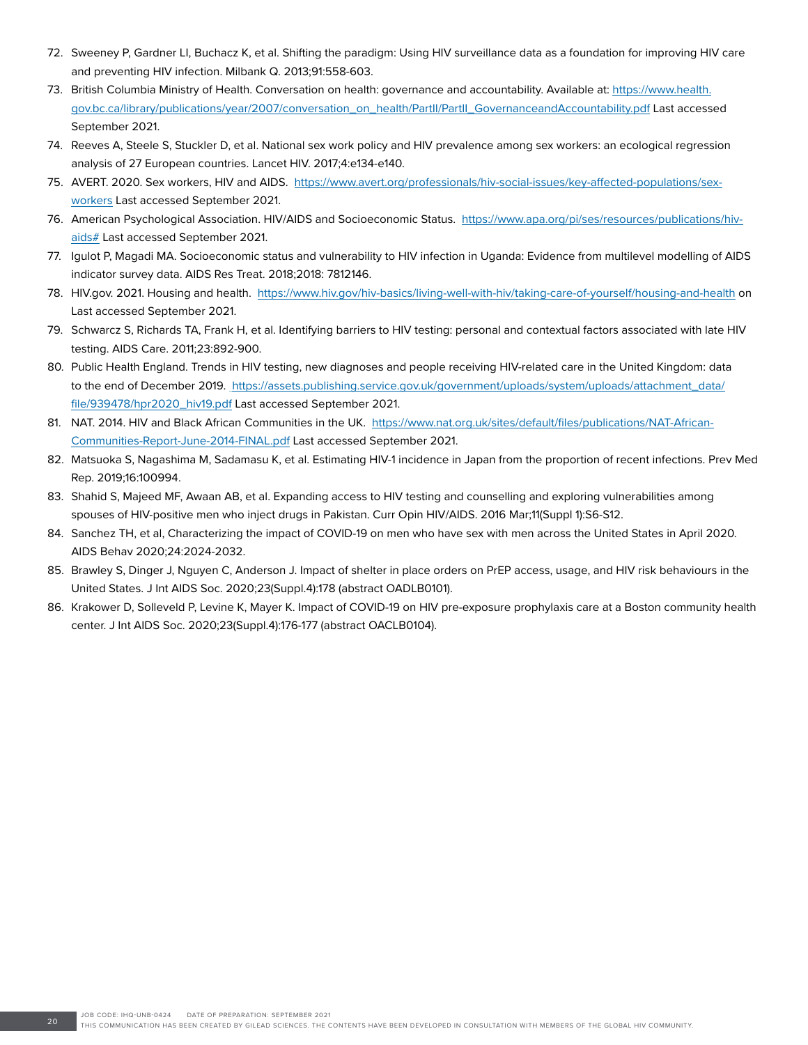72. Sweeney P, Gardner LI, Buchacz K, et al. Shifting the paradigm: Using HIV surveillance data as a foundation for improving HIV care and preventing HIV infection. Milbank Q. 2013;91:558-603.
73. British Columbia Ministry of Health. Conversation on health: governance and accountability. Available at: https://www.health.gov.bc.ca/library/publications/year/2007/conversation_on_health/PartII/PartII_GovernanceandAccountability.pdf Last accessed September 2021.
74. Reeves A, Steele S, Stuckler D, et al. National sex work policy and HIV prevalence among sex workers: an ecological regression analysis of 27 European countries. Lancet HIV. 2017;4:e134-e140.
75. AVERT. 2020. Sex workers, HIV and AIDS. https://www.avert.org/professionals/hiv-social-issues/key-affected-populations/sex-workers Last accessed September 2021.
76. American Psychological Association. HIV/AIDS and Socioeconomic Status. https://www.apa.org/pi/ses/resources/publications/hiv-aids# Last accessed September 2021.
77. Igulot P, Magadi MA. Socioeconomic status and vulnerability to HIV infection in Uganda: Evidence from multilevel modelling of AIDS indicator survey data. AIDS Res Treat. 2018;2018: 7812146.
78. HIV.gov. 2021. Housing and health. https://www.hiv.gov/hiv-basics/living-well-with-hiv/taking-care-of-yourself/housing-and-health on Last accessed September 2021.
79. Schwarcz S, Richards TA, Frank H, et al. Identifying barriers to HIV testing: personal and contextual factors associated with late HIV testing. AIDS Care. 2011;23:892-900.
80. Public Health England. Trends in HIV testing, new diagnoses and people receiving HIV-related care in the United Kingdom: data to the end of December 2019. https://assets.publishing.service.gov.uk/government/uploads/system/uploads/attachment_data/file/939478/hpr2020_hiv19.pdf Last accessed September 2021.
81. NAT. 2014. HIV and Black African Communities in the UK. https://www.nat.org.uk/sites/default/files/publications/NAT-African-Communities-Report-June-2014-FINAL.pdf Last accessed September 2021.
82. Matsuoka S, Nagashima M, Sadamasu K, et al. Estimating HIV-1 incidence in Japan from the proportion of recent infections. Prev Med Rep. 2019;16:100994.
83. Shahid S, Majeed MF, Awaan AB, et al. Expanding access to HIV testing and counselling and exploring vulnerabilities among spouses of HIV-positive men who inject drugs in Pakistan. Curr Opin HIV/AIDS. 2016 Mar;11(Suppl 1):S6-S12.
84. Sanchez TH, et al, Characterizing the impact of COVID-19 on men who have sex with men across the United States in April 2020. AIDS Behav 2020;24:2024-2032.
85. Brawley S, Dinger J, Nguyen C, Anderson J. Impact of shelter in place orders on PrEP access, usage, and HIV risk behaviours in the United States. J Int AIDS Soc. 2020;23(Suppl.4):178 (abstract OADLB0101).
86. Krakower D, Solleveld P, Levine K, Mayer K. Impact of COVID-19 on HIV pre-exposure prophylaxis care at a Boston community health center. J Int AIDS Soc. 2020;23(Suppl.4):176-177 (abstract OACLB0104).

JOB CODE: IHQ-UNB-0424 DATE OF PREPARATION: SEPTEMBER 2021
THIS COMMUNICATION HAS BEEN CREATED BY GILEAD SCIENCES. THE CONTENTS HAVE BEEN DEVELOPED IN CONSULTATION WITH MEMBERS OF THE GLOBAL HIV COMMUNITY.